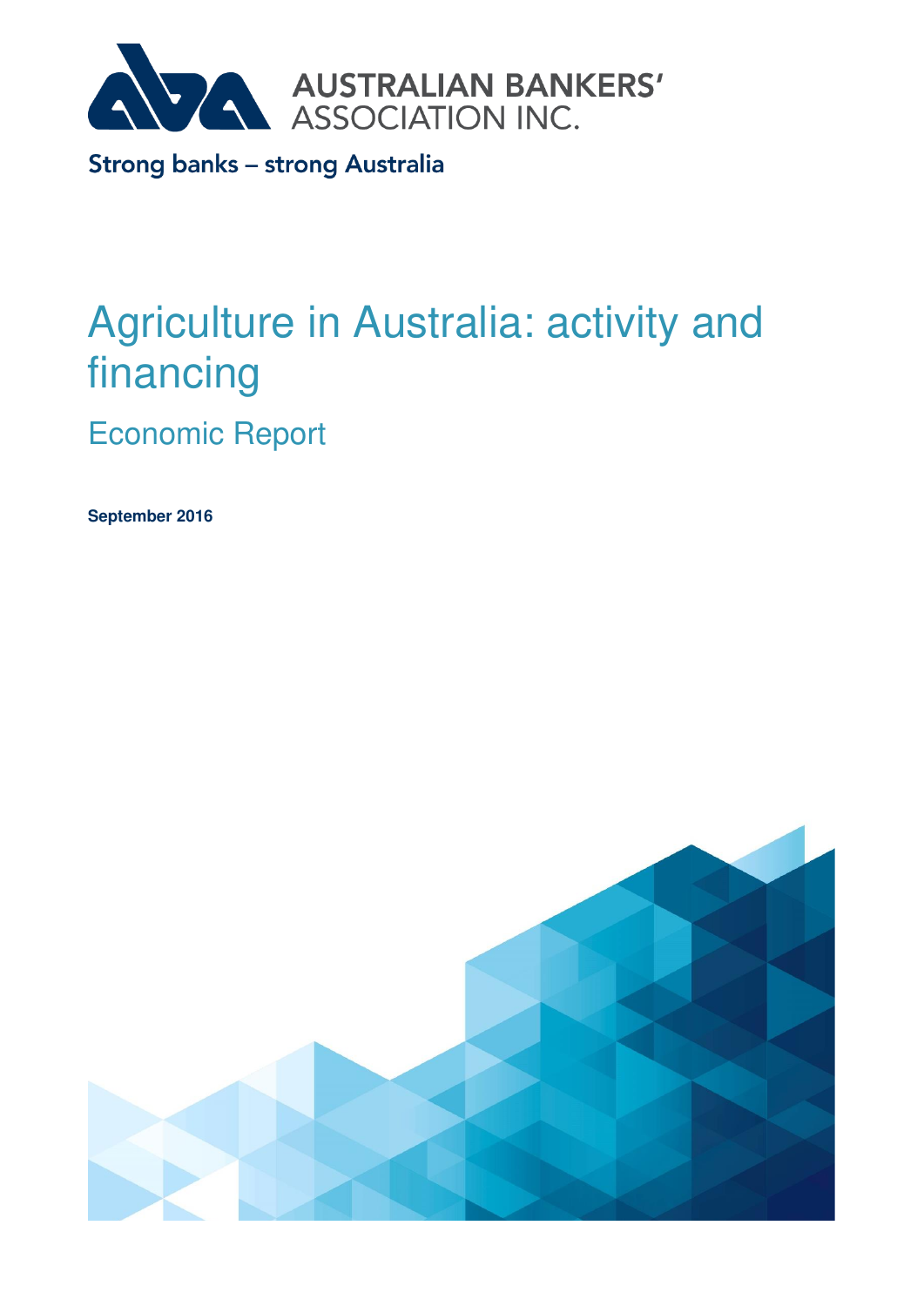AUSTRALIAN BANKERS' ASSOCIATION INC.

Strong banks – strong Australia

# Agriculture in Australia: activity and financing

## Economic Report

**September 2016**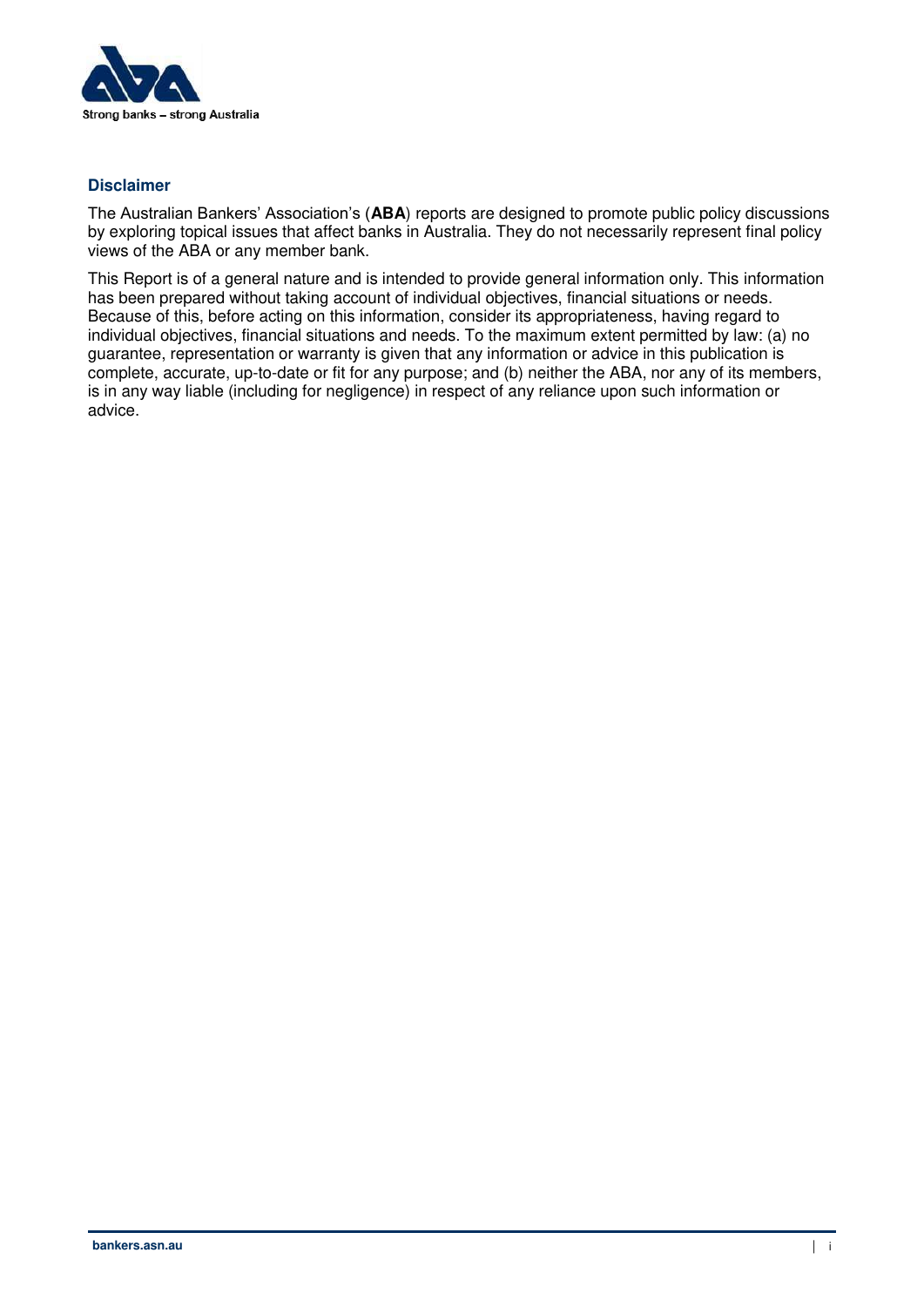## Disclaimer

The Australian Bankers' Association's (**ABA**) reports are designed to promote public policy discussions by exploring topical issues that affect banks in Australia. They do not necessarily represent final policy views of the ABA or any member bank.

This Report is of a general nature and is intended to provide general information only. This information has been prepared without taking account of individual objectives, financial situations or needs. Because of this, before acting on this information, consider its appropriateness, having regard to individual objectives, financial situations and needs. To the maximum extent permitted by law: (a) no guarantee, representation or warranty is given that any information or advice in this publication is complete, accurate, up-to-date or fit for any purpose; and (b) neither the ABA, nor any of its members, is in any way liable (including for negligence) in respect of any reliance upon such information or advice.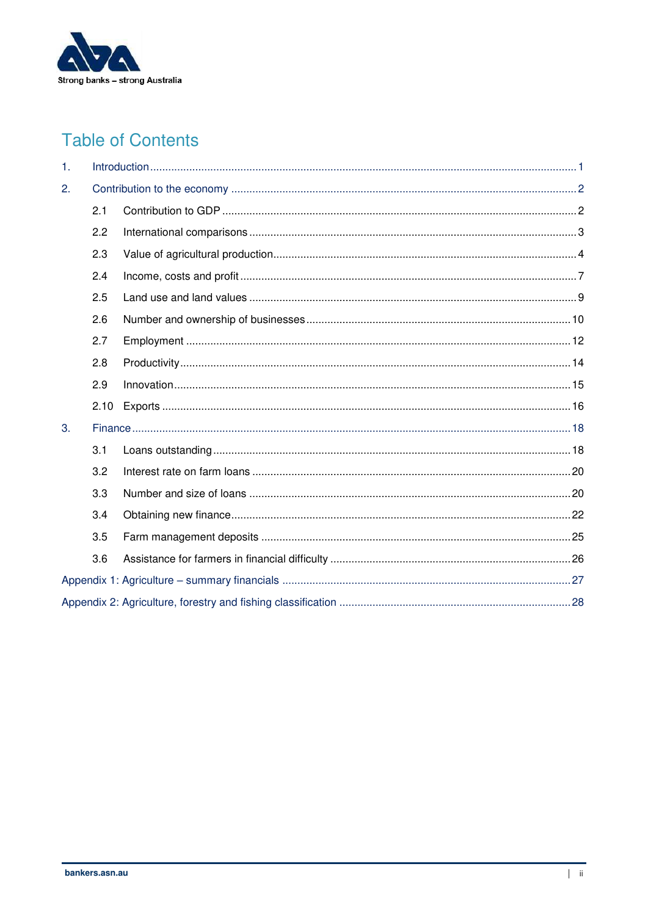Strong banks – strong Australia

# Table of Contents

1. Introduction ........ 1
2. Contribution to the economy ........ 2
   - 2.1 Contribution to GDP ........ 2
   - 2.2 International comparisons ........ 3
   - 2.3 Value of agricultural production ........ 4
   - 2.4 Income, costs and profit ........ 7
   - 2.5 Land use and land values ........ 9
   - 2.6 Number and ownership of businesses ........ 10
   - 2.7 Employment ........ 12
   - 2.8 Productivity ........ 14
   - 2.9 Innovation ........ 15
   - 2.10 Exports ........ 16
3. Finance ........ 18
   - 3.1 Loans outstanding ........ 18
   - 3.2 Interest rate on farm loans ........ 20
   - 3.3 Number and size of loans ........ 20
   - 3.4 Obtaining new finance ........ 22
   - 3.5 Farm management deposits ........ 25
   - 3.6 Assistance for farmers in financial difficulty ........ 26

Appendix 1: Agriculture – summary financials ........ 27

Appendix 2: Agriculture, forestry and fishing classification ........ 28

bankers.asn.au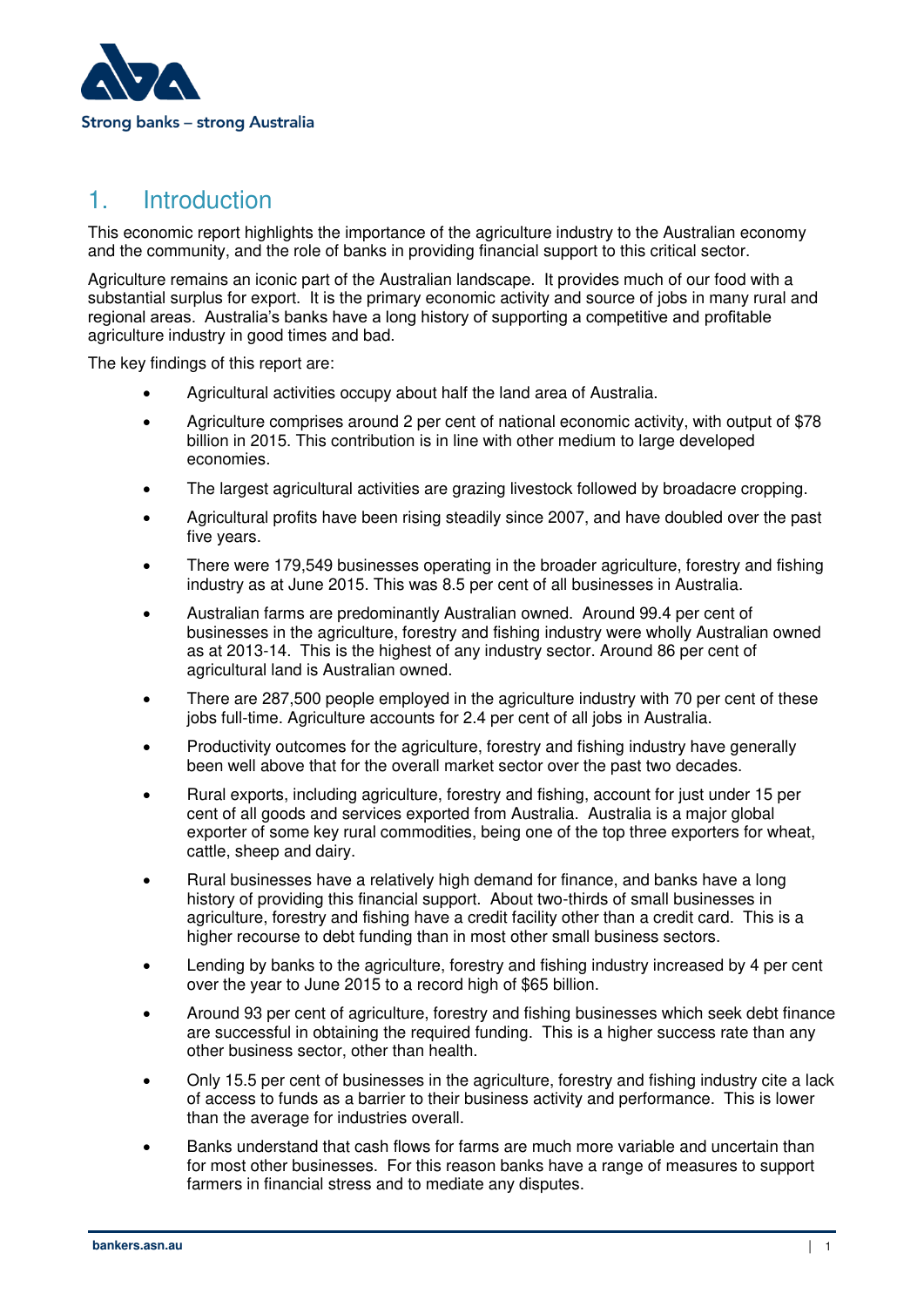## 1. Introduction

This economic report highlights the importance of the agriculture industry to the Australian economy and the community, and the role of banks in providing financial support to this critical sector.

Agriculture remains an iconic part of the Australian landscape. It provides much of our food with a substantial surplus for export. It is the primary economic activity and source of jobs in many rural and regional areas. Australia's banks have a long history of supporting a competitive and profitable agriculture industry in good times and bad.

The key findings of this report are:

- Agricultural activities occupy about half the land area of Australia.
- Agriculture comprises around 2 per cent of national economic activity, with output of $78 billion in 2015. This contribution is in line with other medium to large developed economies.
- The largest agricultural activities are grazing livestock followed by broadacre cropping.
- Agricultural profits have been rising steadily since 2007, and have doubled over the past five years.
- There were 179,549 businesses operating in the broader agriculture, forestry and fishing industry as at June 2015. This was 8.5 per cent of all businesses in Australia.
- Australian farms are predominantly Australian owned. Around 99.4 per cent of businesses in the agriculture, forestry and fishing industry were wholly Australian owned as at 2013-14. This is the highest of any industry sector. Around 86 per cent of agricultural land is Australian owned.
- There are 287,500 people employed in the agriculture industry with 70 per cent of these jobs full-time. Agriculture accounts for 2.4 per cent of all jobs in Australia.
- Productivity outcomes for the agriculture, forestry and fishing industry have generally been well above that for the overall market sector over the past two decades.
- Rural exports, including agriculture, forestry and fishing, account for just under 15 per cent of all goods and services exported from Australia. Australia is a major global exporter of some key rural commodities, being one of the top three exporters for wheat, cattle, sheep and dairy.
- Rural businesses have a relatively high demand for finance, and banks have a long history of providing this financial support. About two-thirds of small businesses in agriculture, forestry and fishing have a credit facility other than a credit card. This is a higher recourse to debt funding than in most other small business sectors.
- Lending by banks to the agriculture, forestry and fishing industry increased by 4 per cent over the year to June 2015 to a record high of $65 billion.
- Around 93 per cent of agriculture, forestry and fishing businesses which seek debt finance are successful in obtaining the required funding. This is a higher success rate than any other business sector, other than health.
- Only 15.5 per cent of businesses in the agriculture, forestry and fishing industry cite a lack of access to funds as a barrier to their business activity and performance. This is lower than the average for industries overall.
- Banks understand that cash flows for farms are much more variable and uncertain than for most other businesses. For this reason banks have a range of measures to support farmers in financial stress and to mediate any disputes.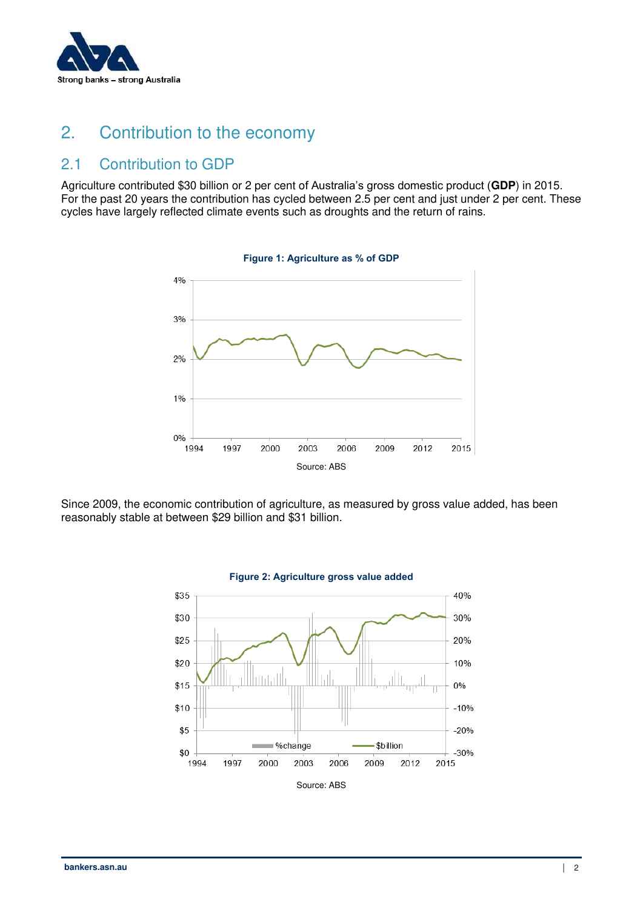## 2. Contribution to the economy

### 2.1 Contribution to GDP

Agriculture contributed $30 billion or 2 per cent of Australia's gross domestic product (**GDP**) in 2015. For the past 20 years the contribution has cycled between 2.5 per cent and just under 2 per cent. These cycles have largely reflected climate events such as droughts and the return of rains.

**Figure 1: Agriculture as % of GDP**

Source: ABS

Since 2009, the economic contribution of agriculture, as measured by gross value added, has been reasonably stable at between $29 billion and $31 billion.

**Figure 2: Agriculture gross value added**

Source: ABS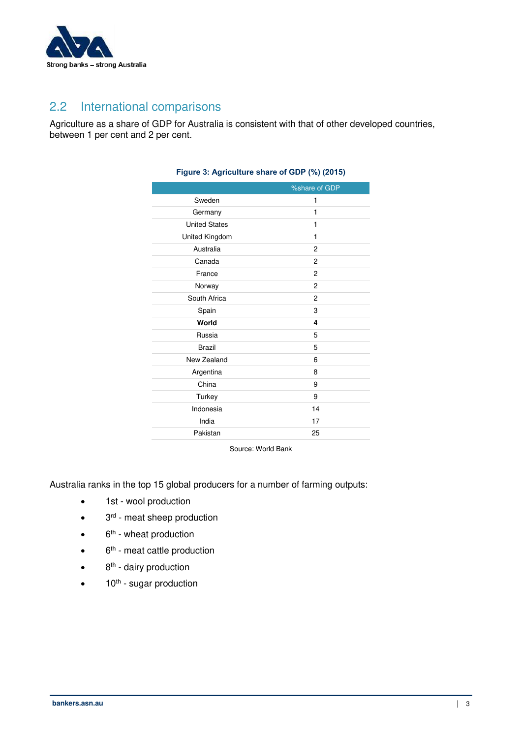## 2.2 International comparisons

Agriculture as a share of GDP for Australia is consistent with that of other developed countries, between 1 per cent and 2 per cent.

**Figure 3: Agriculture share of GDP (%) (2015)**

| | %share of GDP |
|---|---|
| Sweden | 1 |
| Germany | 1 |
| United States | 1 |
| United Kingdom | 1 |
| Australia | 2 |
| Canada | 2 |
| France | 2 |
| Norway | 2 |
| South Africa | 2 |
| Spain | 3 |
| **World** | **4** |
| Russia | 5 |
| Brazil | 5 |
| New Zealand | 6 |
| Argentina | 8 |
| China | 9 |
| Turkey | 9 |
| Indonesia | 14 |
| India | 17 |
| Pakistan | 25 |

Source: World Bank

Australia ranks in the top 15 global producers for a number of farming outputs:

- 1st - wool production
- 3rd - meat sheep production
- 6th - wheat production
- 6th - meat cattle production
- 8th - dairy production
- 10th - sugar production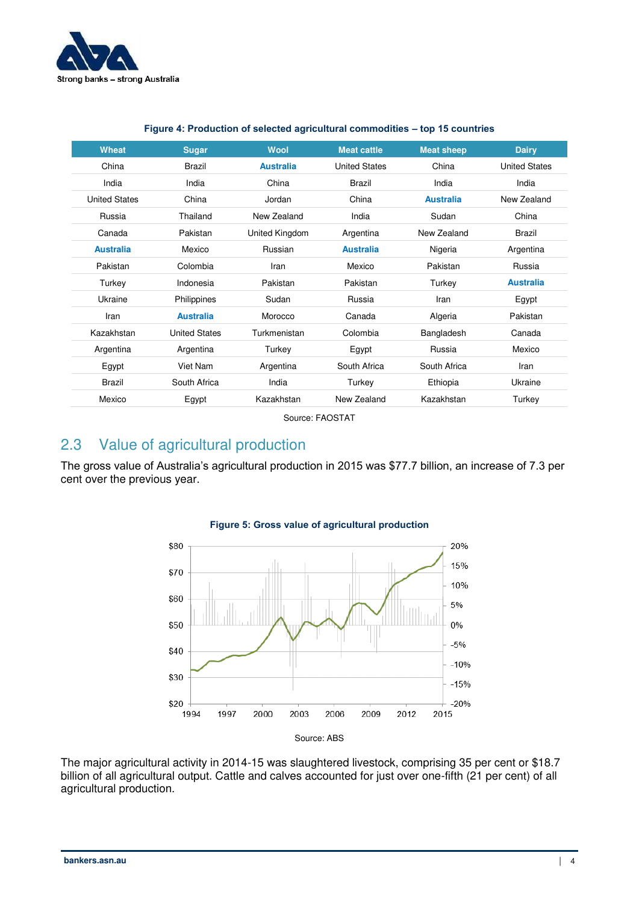**Figure 4: Production of selected agricultural commodities – top 15 countries**

| Wheat | Sugar | Wool | Meat cattle | Meat sheep | Dairy |
|---|---|---|---|---|---|
| China | Brazil | **Australia** | United States | China | United States |
| India | India | China | Brazil | India | India |
| United States | China | Jordan | China | **Australia** | New Zealand |
| Russia | Thailand | New Zealand | India | Sudan | China |
| Canada | Pakistan | United Kingdom | Argentina | New Zealand | Brazil |
| **Australia** | Mexico | Russian | **Australia** | Nigeria | Argentina |
| Pakistan | Colombia | Iran | Mexico | Pakistan | Russia |
| Turkey | Indonesia | Pakistan | Pakistan | Turkey | **Australia** |
| Ukraine | Philippines | Sudan | Russia | Iran | Egypt |
| Iran | **Australia** | Morocco | Canada | Algeria | Pakistan |
| Kazakhstan | United States | Turkmenistan | Colombia | Bangladesh | Canada |
| Argentina | Argentina | Turkey | Egypt | Russia | Mexico |
| Egypt | Viet Nam | Argentina | South Africa | South Africa | Iran |
| Brazil | South Africa | India | Turkey | Ethiopia | Ukraine |
| Mexico | Egypt | Kazakhstan | New Zealand | Kazakhstan | Turkey |

Source: FAOSTAT

## 2.3 Value of agricultural production

The gross value of Australia's agricultural production in 2015 was $77.7 billion, an increase of 7.3 per cent over the previous year.

**Figure 5: Gross value of agricultural production**

Source: ABS

The major agricultural activity in 2014-15 was slaughtered livestock, comprising 35 per cent or $18.7 billion of all agricultural output. Cattle and calves accounted for just over one-fifth (21 per cent) of all agricultural production.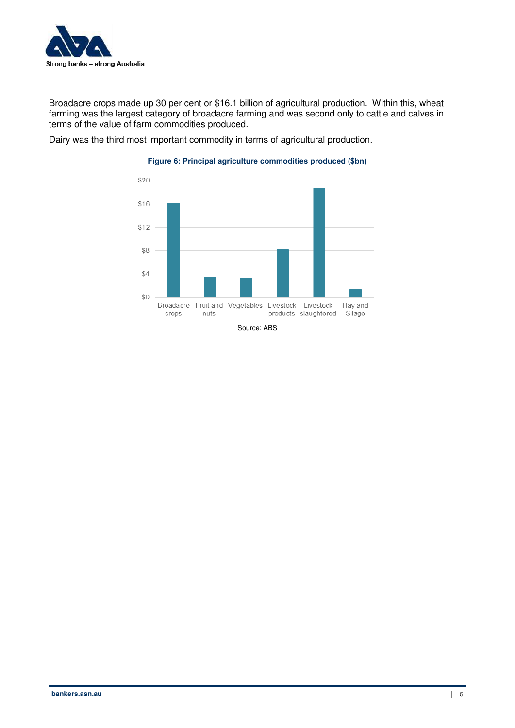Broadacre crops made up 30 per cent or $16.1 billion of agricultural production. Within this, wheat farming was the largest category of broadacre farming and was second only to cattle and calves in terms of the value of farm commodities produced.

Dairy was the third most important commodity in terms of agricultural production.

**Figure 6: Principal agriculture commodities produced ($bn)**

Source: ABS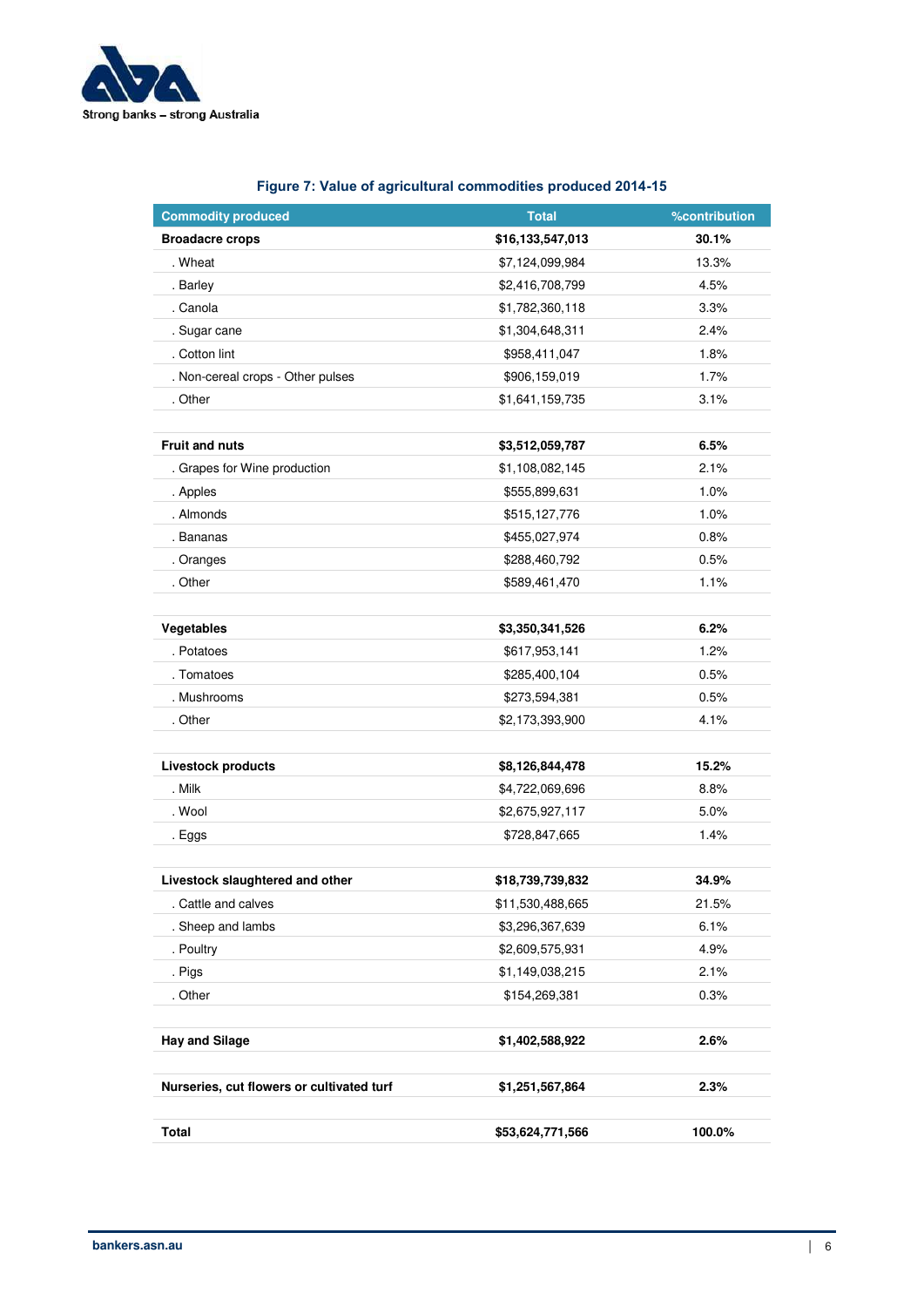**Figure 7: Value of agricultural commodities produced 2014-15**

| Commodity produced | Total | %contribution |
|---|---|---|
| **Broadacre crops** | **$16,133,547,013** | **30.1%** |
| . Wheat | $7,124,099,984 | 13.3% |
| . Barley | $2,416,708,799 | 4.5% |
| . Canola | $1,782,360,118 | 3.3% |
| . Sugar cane | $1,304,648,311 | 2.4% |
| . Cotton lint | $958,411,047 | 1.8% |
| . Non-cereal crops - Other pulses | $906,159,019 | 1.7% |
| . Other | $1,641,159,735 | 3.1% |
| | | |
| **Fruit and nuts** | **$3,512,059,787** | **6.5%** |
| . Grapes for Wine production | $1,108,082,145 | 2.1% |
| . Apples | $555,899,631 | 1.0% |
| . Almonds | $515,127,776 | 1.0% |
| . Bananas | $455,027,974 | 0.8% |
| . Oranges | $288,460,792 | 0.5% |
| . Other | $589,461,470 | 1.1% |
| | | |
| **Vegetables** | **$3,350,341,526** | **6.2%** |
| . Potatoes | $617,953,141 | 1.2% |
| . Tomatoes | $285,400,104 | 0.5% |
| . Mushrooms | $273,594,381 | 0.5% |
| . Other | $2,173,393,900 | 4.1% |
| | | |
| **Livestock products** | **$8,126,844,478** | **15.2%** |
| . Milk | $4,722,069,696 | 8.8% |
| . Wool | $2,675,927,117 | 5.0% |
| . Eggs | $728,847,665 | 1.4% |
| | | |
| **Livestock slaughtered and other** | **$18,739,739,832** | **34.9%** |
| . Cattle and calves | $11,530,488,665 | 21.5% |
| . Sheep and lambs | $3,296,367,639 | 6.1% |
| . Poultry | $2,609,575,931 | 4.9% |
| . Pigs | $1,149,038,215 | 2.1% |
| . Other | $154,269,381 | 0.3% |
| | | |
| **Hay and Silage** | **$1,402,588,922** | **2.6%** |
| | | |
| **Nurseries, cut flowers or cultivated turf** | **$1,251,567,864** | **2.3%** |
| | | |
| **Total** | **$53,624,771,566** | **100.0%** |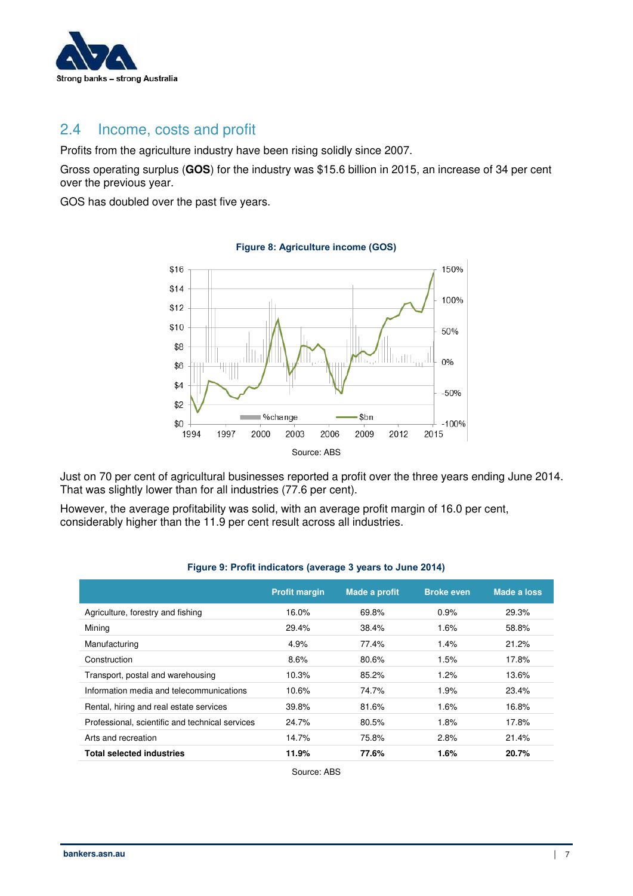## 2.4 Income, costs and profit

Profits from the agriculture industry have been rising solidly since 2007.

Gross operating surplus (**GOS**) for the industry was $15.6 billion in 2015, an increase of 34 per cent over the previous year.

GOS has doubled over the past five years.

**Figure 8: Agriculture income (GOS)**

Source: ABS

Just on 70 per cent of agricultural businesses reported a profit over the three years ending June 2014. That was slightly lower than for all industries (77.6 per cent).

However, the average profitability was solid, with an average profit margin of 16.0 per cent, considerably higher than the 11.9 per cent result across all industries.

**Figure 9: Profit indicators (average 3 years to June 2014)**

| | Profit margin | Made a profit | Broke even | Made a loss |
|---|---|---|---|---|
| Agriculture, forestry and fishing | 16.0% | 69.8% | 0.9% | 29.3% |
| Mining | 29.4% | 38.4% | 1.6% | 58.8% |
| Manufacturing | 4.9% | 77.4% | 1.4% | 21.2% |
| Construction | 8.6% | 80.6% | 1.5% | 17.8% |
| Transport, postal and warehousing | 10.3% | 85.2% | 1.2% | 13.6% |
| Information media and telecommunications | 10.6% | 74.7% | 1.9% | 23.4% |
| Rental, hiring and real estate services | 39.8% | 81.6% | 1.6% | 16.8% |
| Professional, scientific and technical services | 24.7% | 80.5% | 1.8% | 17.8% |
| Arts and recreation | 14.7% | 75.8% | 2.8% | 21.4% |
| **Total selected industries** | **11.9%** | **77.6%** | **1.6%** | **20.7%** |

Source: ABS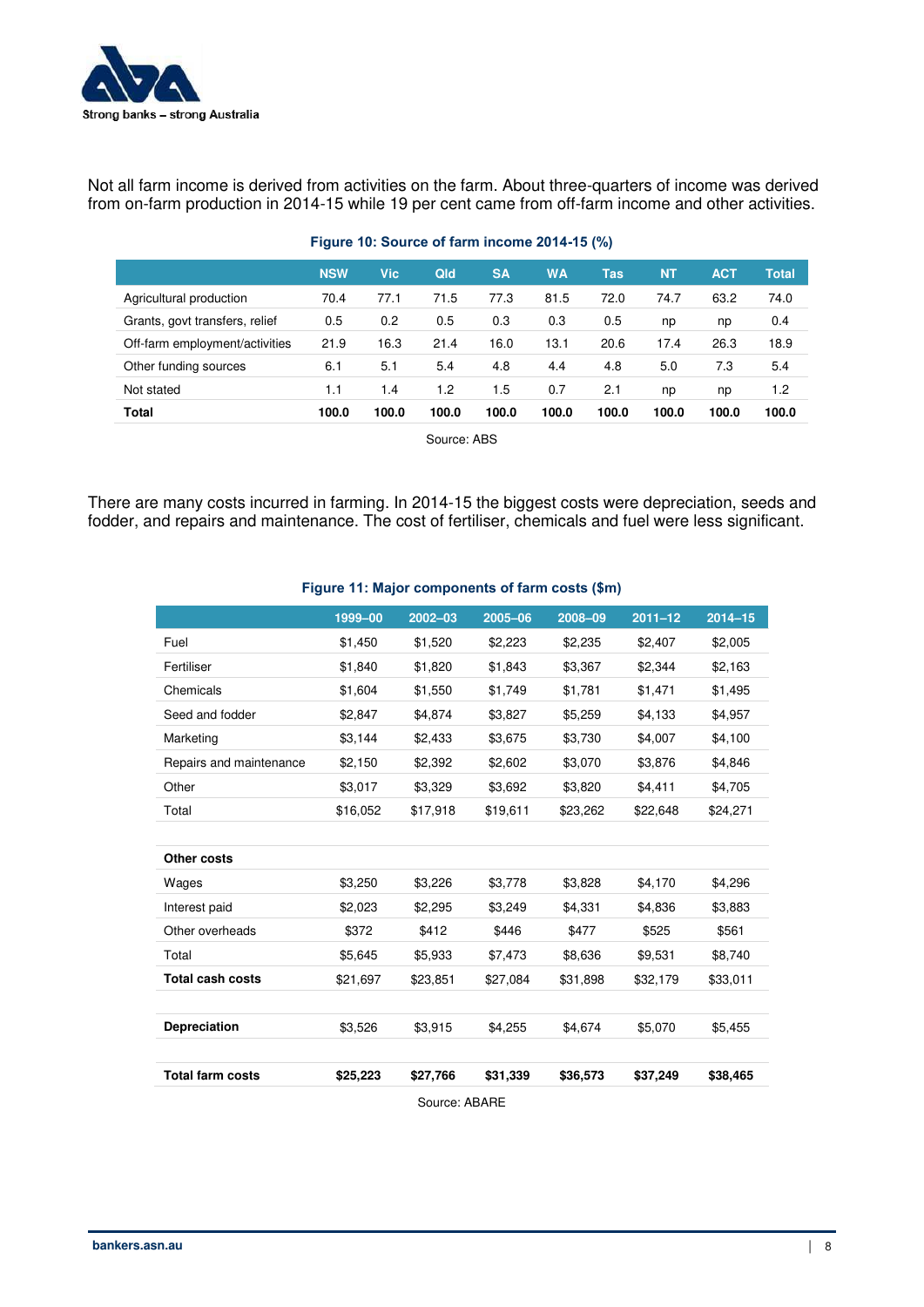Not all farm income is derived from activities on the farm. About three-quarters of income was derived from on-farm production in 2014-15 while 19 per cent came from off-farm income and other activities.

**Figure 10: Source of farm income 2014-15 (%)**

| | NSW | Vic | Qld | SA | WA | Tas | NT | ACT | Total |
|---|---|---|---|---|---|---|---|---|---|
| Agricultural production | 70.4 | 77.1 | 71.5 | 77.3 | 81.5 | 72.0 | 74.7 | 63.2 | 74.0 |
| Grants, govt transfers, relief | 0.5 | 0.2 | 0.5 | 0.3 | 0.3 | 0.5 | np | np | 0.4 |
| Off-farm employment/activities | 21.9 | 16.3 | 21.4 | 16.0 | 13.1 | 20.6 | 17.4 | 26.3 | 18.9 |
| Other funding sources | 6.1 | 5.1 | 5.4 | 4.8 | 4.4 | 4.8 | 5.0 | 7.3 | 5.4 |
| Not stated | 1.1 | 1.4 | 1.2 | 1.5 | 0.7 | 2.1 | np | np | 1.2 |
| **Total** | **100.0** | **100.0** | **100.0** | **100.0** | **100.0** | **100.0** | **100.0** | **100.0** | **100.0** |

Source: ABS

There are many costs incurred in farming. In 2014-15 the biggest costs were depreciation, seeds and fodder, and repairs and maintenance. The cost of fertiliser, chemicals and fuel were less significant.

**Figure 11: Major components of farm costs ($m)**

| | 1999–00 | 2002–03 | 2005–06 | 2008–09 | 2011–12 | 2014–15 |
|---|---|---|---|---|---|---|
| Fuel | $1,450 | $1,520 | $2,223 | $2,235 | $2,407 | $2,005 |
| Fertiliser | $1,840 | $1,820 | $1,843 | $3,367 | $2,344 | $2,163 |
| Chemicals | $1,604 | $1,550 | $1,749 | $1,781 | $1,471 | $1,495 |
| Seed and fodder | $2,847 | $4,874 | $3,827 | $5,259 | $4,133 | $4,957 |
| Marketing | $3,144 | $2,433 | $3,675 | $3,730 | $4,007 | $4,100 |
| Repairs and maintenance | $2,150 | $2,392 | $2,602 | $3,070 | $3,876 | $4,846 |
| Other | $3,017 | $3,329 | $3,692 | $3,820 | $4,411 | $4,705 |
| Total | $16,052 | $17,918 | $19,611 | $23,262 | $22,648 | $24,271 |
| | | | | | | |
| **Other costs** | | | | | | |
| Wages | $3,250 | $3,226 | $3,778 | $3,828 | $4,170 | $4,296 |
| Interest paid | $2,023 | $2,295 | $3,249 | $4,331 | $4,836 | $3,883 |
| Other overheads | $372 | $412 | $446 | $477 | $525 | $561 |
| Total | $5,645 | $5,933 | $7,473 | $8,636 | $9,531 | $8,740 |
| **Total cash costs** | $21,697 | $23,851 | $27,084 | $31,898 | $32,179 | $33,011 |
| | | | | | | |
| **Depreciation** | $3,526 | $3,915 | $4,255 | $4,674 | $5,070 | $5,455 |
| | | | | | | |
| **Total farm costs** | **$25,223** | **$27,766** | **$31,339** | **$36,573** | **$37,249** | **$38,465** |

Source: ABARE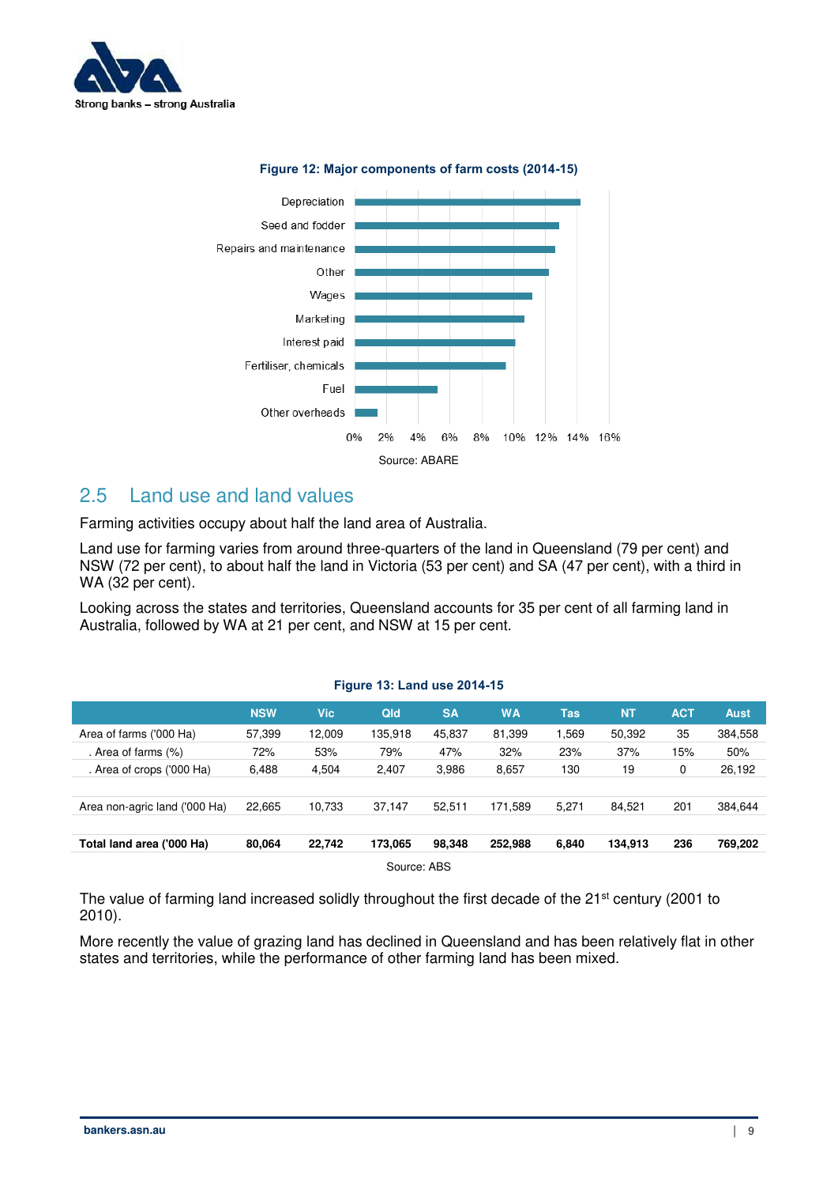**Figure 12: Major components of farm costs (2014-15)**

| Component |
|---|
| Depreciation |
| Seed and fodder |
| Repairs and maintenance |
| Other |
| Wages |
| Marketing |
| Interest paid |
| Fertiliser, chemicals |
| Fuel |
| Other overheads |

Source: ABARE

## 2.5 Land use and land values

Farming activities occupy about half the land area of Australia.

Land use for farming varies from around three-quarters of the land in Queensland (79 per cent) and NSW (72 per cent), to about half the land in Victoria (53 per cent) and SA (47 per cent), with a third in WA (32 per cent).

Looking across the states and territories, Queensland accounts for 35 per cent of all farming land in Australia, followed by WA at 21 per cent, and NSW at 15 per cent.

**Figure 13: Land use 2014-15**

| | NSW | Vic | Qld | SA | WA | Tas | NT | ACT | Aust |
|---|---|---|---|---|---|---|---|---|---|
| Area of farms ('000 Ha) | 57,399 | 12,009 | 135,918 | 45,837 | 81,399 | 1,569 | 50,392 | 35 | 384,558 |
| . Area of farms (%) | 72% | 53% | 79% | 47% | 32% | 23% | 37% | 15% | 50% |
| . Area of crops ('000 Ha) | 6,488 | 4,504 | 2,407 | 3,986 | 8,657 | 130 | 19 | 0 | 26,192 |
| Area non-agric land ('000 Ha) | 22,665 | 10,733 | 37,147 | 52,511 | 171,589 | 5,271 | 84,521 | 201 | 384,644 |
| **Total land area ('000 Ha)** | **80,064** | **22,742** | **173,065** | **98,348** | **252,988** | **6,840** | **134,913** | **236** | **769,202** |

Source: ABS

The value of farming land increased solidly throughout the first decade of the 21st century (2001 to 2010).

More recently the value of grazing land has declined in Queensland and has been relatively flat in other states and territories, while the performance of other farming land has been mixed.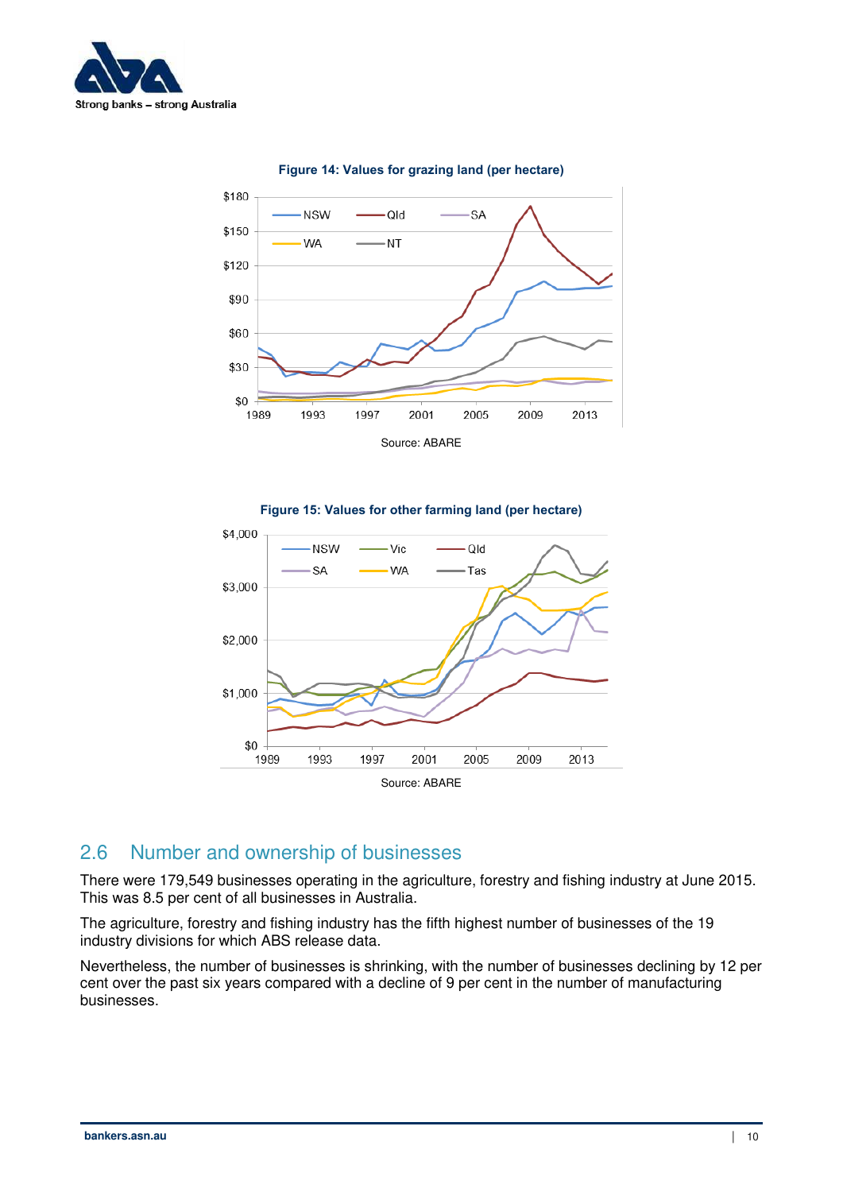**Figure 14: Values for grazing land (per hectare)**

Source: ABARE

**Figure 15: Values for other farming land (per hectare)**

Source: ABARE

## 2.6 Number and ownership of businesses

There were 179,549 businesses operating in the agriculture, forestry and fishing industry at June 2015. This was 8.5 per cent of all businesses in Australia.

The agriculture, forestry and fishing industry has the fifth highest number of businesses of the 19 industry divisions for which ABS release data.

Nevertheless, the number of businesses is shrinking, with the number of businesses declining by 12 per cent over the past six years compared with a decline of 9 per cent in the number of manufacturing businesses.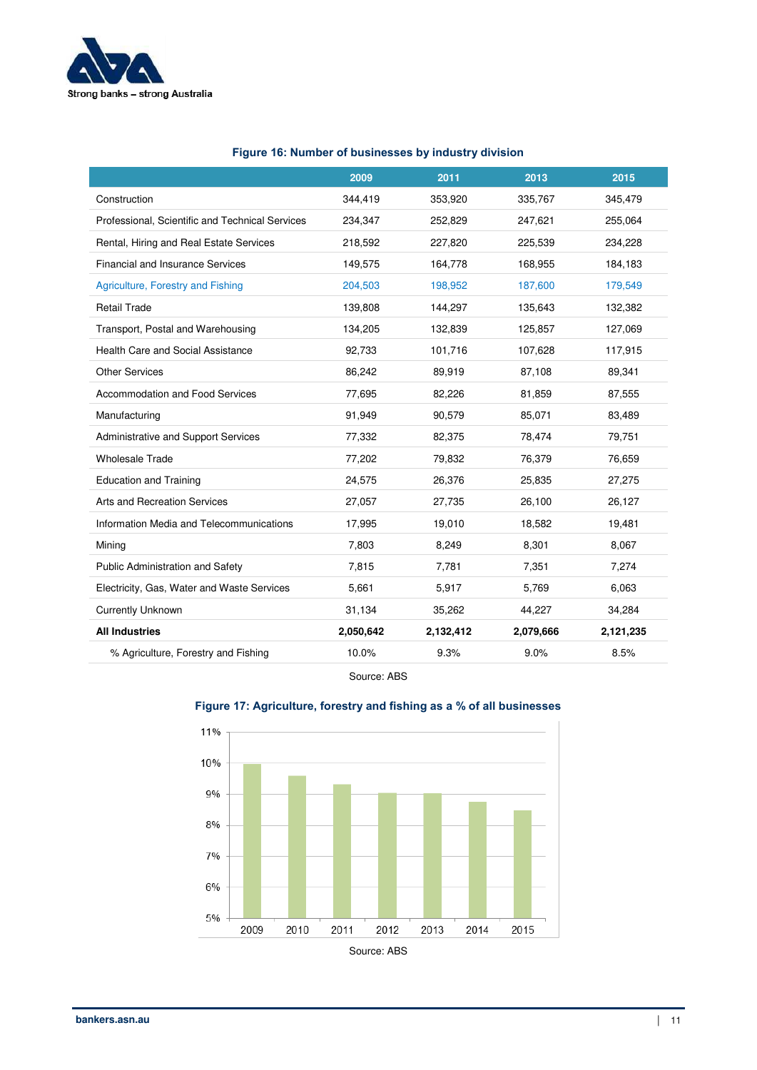**Figure 16: Number of businesses by industry division**

| | 2009 | 2011 | 2013 | 2015 |
|---|---|---|---|---|
| Construction | 344,419 | 353,920 | 335,767 | 345,479 |
| Professional, Scientific and Technical Services | 234,347 | 252,829 | 247,621 | 255,064 |
| Rental, Hiring and Real Estate Services | 218,592 | 227,820 | 225,539 | 234,228 |
| Financial and Insurance Services | 149,575 | 164,778 | 168,955 | 184,183 |
| Agriculture, Forestry and Fishing | 204,503 | 198,952 | 187,600 | 179,549 |
| Retail Trade | 139,808 | 144,297 | 135,643 | 132,382 |
| Transport, Postal and Warehousing | 134,205 | 132,839 | 125,857 | 127,069 |
| Health Care and Social Assistance | 92,733 | 101,716 | 107,628 | 117,915 |
| Other Services | 86,242 | 89,919 | 87,108 | 89,341 |
| Accommodation and Food Services | 77,695 | 82,226 | 81,859 | 87,555 |
| Manufacturing | 91,949 | 90,579 | 85,071 | 83,489 |
| Administrative and Support Services | 77,332 | 82,375 | 78,474 | 79,751 |
| Wholesale Trade | 77,202 | 79,832 | 76,379 | 76,659 |
| Education and Training | 24,575 | 26,376 | 25,835 | 27,275 |
| Arts and Recreation Services | 27,057 | 27,735 | 26,100 | 26,127 |
| Information Media and Telecommunications | 17,995 | 19,010 | 18,582 | 19,481 |
| Mining | 7,803 | 8,249 | 8,301 | 8,067 |
| Public Administration and Safety | 7,815 | 7,781 | 7,351 | 7,274 |
| Electricity, Gas, Water and Waste Services | 5,661 | 5,917 | 5,769 | 6,063 |
| Currently Unknown | 31,134 | 35,262 | 44,227 | 34,284 |
| **All Industries** | **2,050,642** | **2,132,412** | **2,079,666** | **2,121,235** |
| % Agriculture, Forestry and Fishing | 10.0% | 9.3% | 9.0% | 8.5% |

Source: ABS

**Figure 17: Agriculture, forestry and fishing as a % of all businesses**

Source: ABS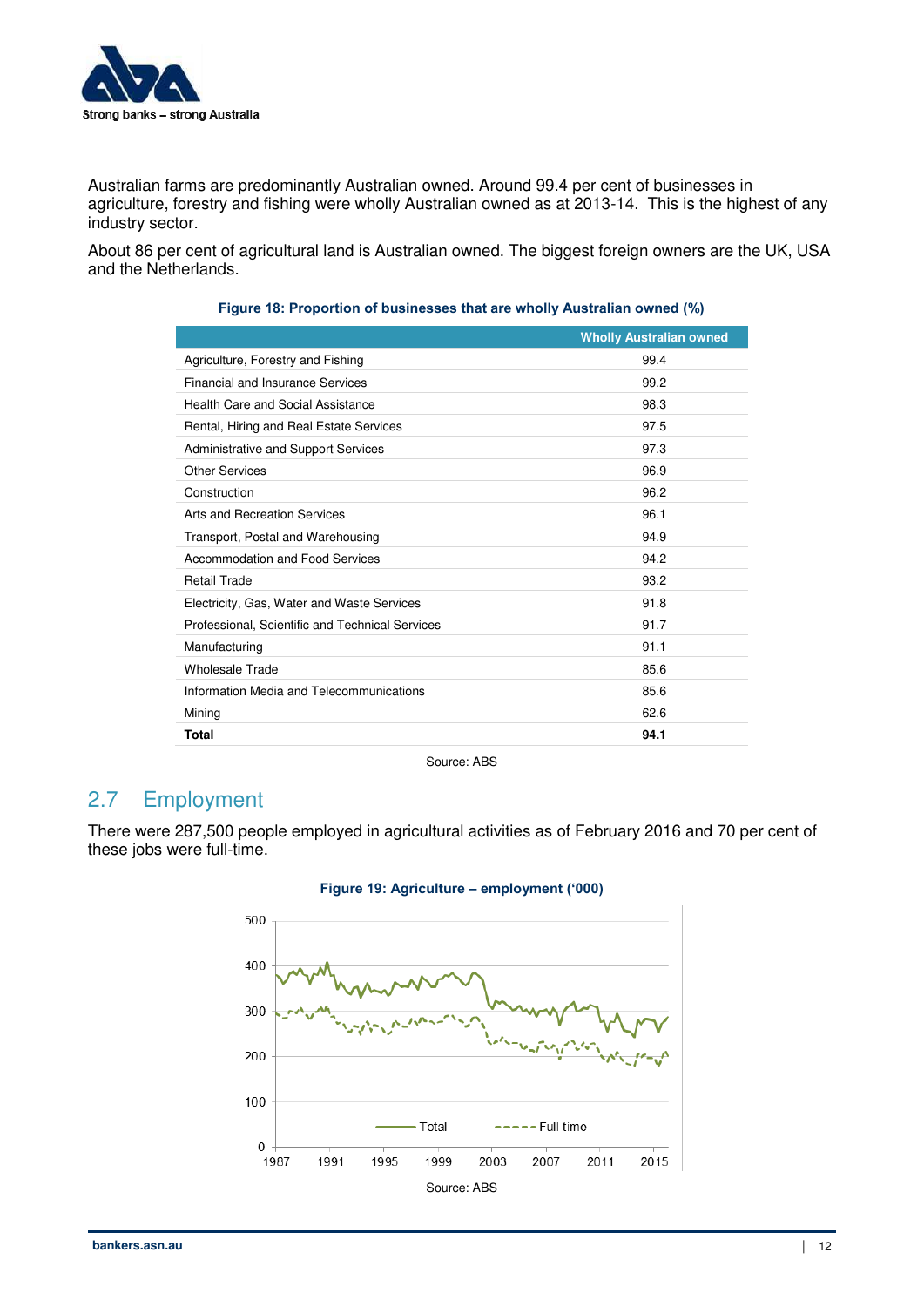Australian farms are predominantly Australian owned. Around 99.4 per cent of businesses in agriculture, forestry and fishing were wholly Australian owned as at 2013-14. This is the highest of any industry sector.

About 86 per cent of agricultural land is Australian owned. The biggest foreign owners are the UK, USA and the Netherlands.

**Figure 18: Proportion of businesses that are wholly Australian owned (%)**

| | Wholly Australian owned |
|---|---|
| Agriculture, Forestry and Fishing | 99.4 |
| Financial and Insurance Services | 99.2 |
| Health Care and Social Assistance | 98.3 |
| Rental, Hiring and Real Estate Services | 97.5 |
| Administrative and Support Services | 97.3 |
| Other Services | 96.9 |
| Construction | 96.2 |
| Arts and Recreation Services | 96.1 |
| Transport, Postal and Warehousing | 94.9 |
| Accommodation and Food Services | 94.2 |
| Retail Trade | 93.2 |
| Electricity, Gas, Water and Waste Services | 91.8 |
| Professional, Scientific and Technical Services | 91.7 |
| Manufacturing | 91.1 |
| Wholesale Trade | 85.6 |
| Information Media and Telecommunications | 85.6 |
| Mining | 62.6 |
| **Total** | **94.1** |

Source: ABS

## 2.7 Employment

There were 287,500 people employed in agricultural activities as of February 2016 and 70 per cent of these jobs were full-time.

**Figure 19: Agriculture – employment ('000)**

Source: ABS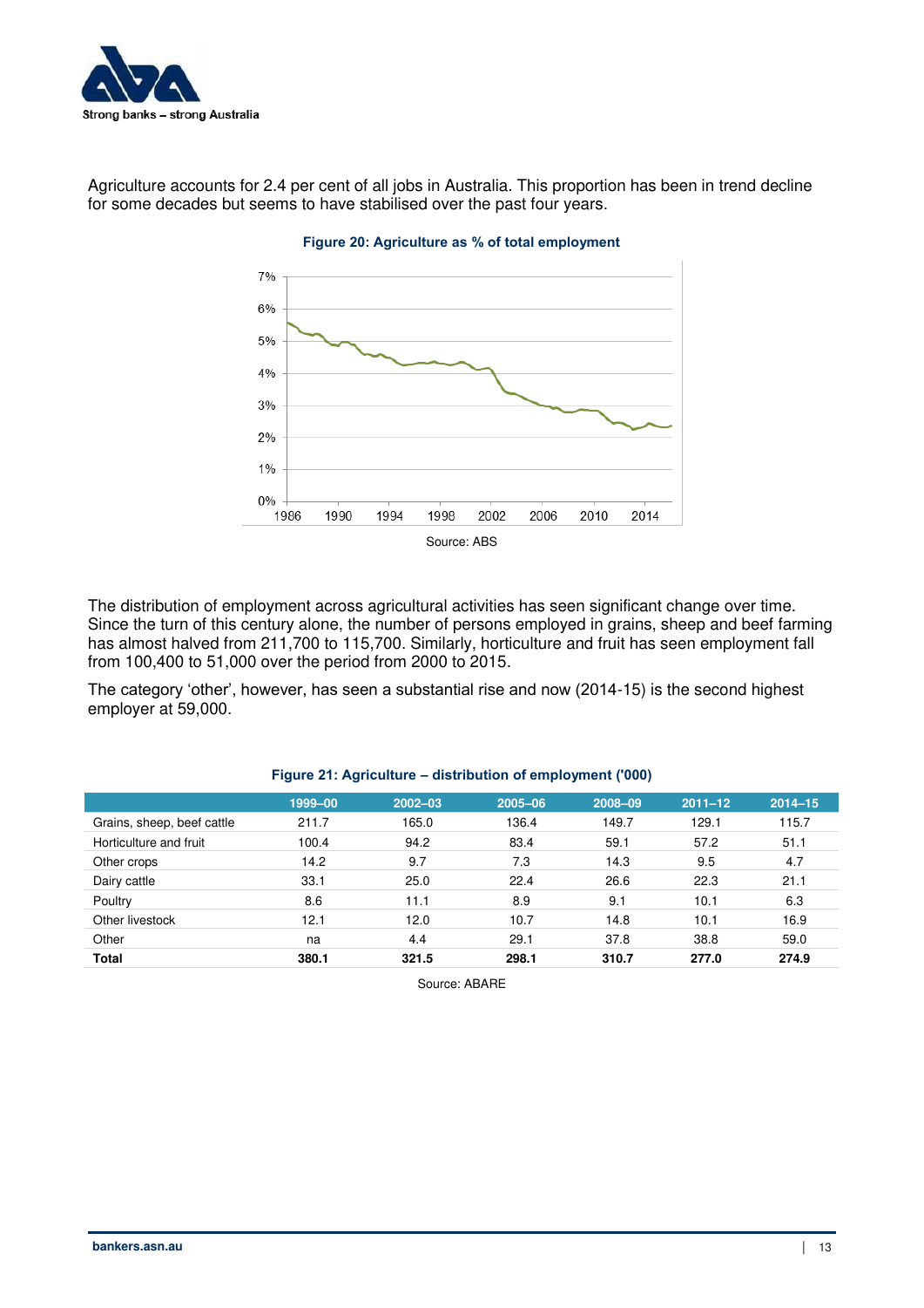Agriculture accounts for 2.4 per cent of all jobs in Australia. This proportion has been in trend decline for some decades but seems to have stabilised over the past four years.

**Figure 20: Agriculture as % of total employment**

Source: ABS

The distribution of employment across agricultural activities has seen significant change over time. Since the turn of this century alone, the number of persons employed in grains, sheep and beef farming has almost halved from 211,700 to 115,700. Similarly, horticulture and fruit has seen employment fall from 100,400 to 51,000 over the period from 2000 to 2015.

The category 'other', however, has seen a substantial rise and now (2014-15) is the second highest employer at 59,000.

**Figure 21: Agriculture – distribution of employment ('000)**

| | 1999–00 | 2002–03 | 2005–06 | 2008–09 | 2011–12 | 2014–15 |
|---|---|---|---|---|---|---|
| Grains, sheep, beef cattle | 211.7 | 165.0 | 136.4 | 149.7 | 129.1 | 115.7 |
| Horticulture and fruit | 100.4 | 94.2 | 83.4 | 59.1 | 57.2 | 51.1 |
| Other crops | 14.2 | 9.7 | 7.3 | 14.3 | 9.5 | 4.7 |
| Dairy cattle | 33.1 | 25.0 | 22.4 | 26.6 | 22.3 | 21.1 |
| Poultry | 8.6 | 11.1 | 8.9 | 9.1 | 10.1 | 6.3 |
| Other livestock | 12.1 | 12.0 | 10.7 | 14.8 | 10.1 | 16.9 |
| Other | na | 4.4 | 29.1 | 37.8 | 38.8 | 59.0 |
| **Total** | **380.1** | **321.5** | **298.1** | **310.7** | **277.0** | **274.9** |

Source: ABARE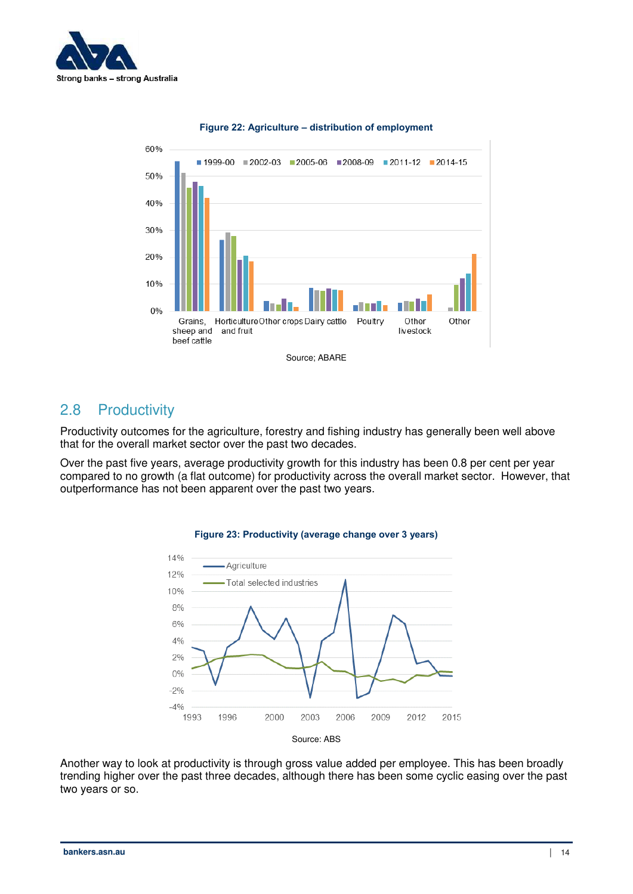**Figure 22: Agriculture – distribution of employment**

Source; ABARE

## 2.8 Productivity

Productivity outcomes for the agriculture, forestry and fishing industry has generally been well above that for the overall market sector over the past two decades.

Over the past five years, average productivity growth for this industry has been 0.8 per cent per year compared to no growth (a flat outcome) for productivity across the overall market sector. However, that outperformance has not been apparent over the past two years.

**Figure 23: Productivity (average change over 3 years)**

Source: ABS

Another way to look at productivity is through gross value added per employee. This has been broadly trending higher over the past three decades, although there has been some cyclic easing over the past two years or so.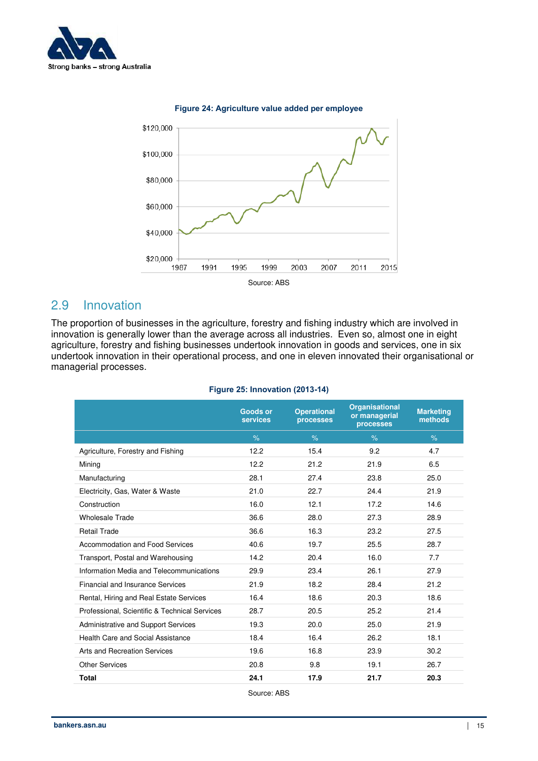**Figure 24: Agriculture value added per employee**

Source: ABS

## 2.9 Innovation

The proportion of businesses in the agriculture, forestry and fishing industry which are involved in innovation is generally lower than the average across all industries. Even so, almost one in eight agriculture, forestry and fishing businesses undertook innovation in goods and services, one in six undertook innovation in their operational process, and one in eleven innovated their organisational or managerial processes.

**Figure 25: Innovation (2013-14)**

| | Goods or services | Operational processes | Organisational or managerial processes | Marketing methods |
|---|---|---|---|---|
| | % | % | % | % |
| Agriculture, Forestry and Fishing | 12.2 | 15.4 | 9.2 | 4.7 |
| Mining | 12.2 | 21.2 | 21.9 | 6.5 |
| Manufacturing | 28.1 | 27.4 | 23.8 | 25.0 |
| Electricity, Gas, Water & Waste | 21.0 | 22.7 | 24.4 | 21.9 |
| Construction | 16.0 | 12.1 | 17.2 | 14.6 |
| Wholesale Trade | 36.6 | 28.0 | 27.3 | 28.9 |
| Retail Trade | 36.6 | 16.3 | 23.2 | 27.5 |
| Accommodation and Food Services | 40.6 | 19.7 | 25.5 | 28.7 |
| Transport, Postal and Warehousing | 14.2 | 20.4 | 16.0 | 7.7 |
| Information Media and Telecommunications | 29.9 | 23.4 | 26.1 | 27.9 |
| Financial and Insurance Services | 21.9 | 18.2 | 28.4 | 21.2 |
| Rental, Hiring and Real Estate Services | 16.4 | 18.6 | 20.3 | 18.6 |
| Professional, Scientific & Technical Services | 28.7 | 20.5 | 25.2 | 21.4 |
| Administrative and Support Services | 19.3 | 20.0 | 25.0 | 21.9 |
| Health Care and Social Assistance | 18.4 | 16.4 | 26.2 | 18.1 |
| Arts and Recreation Services | 19.6 | 16.8 | 23.9 | 30.2 |
| Other Services | 20.8 | 9.8 | 19.1 | 26.7 |
| **Total** | **24.1** | **17.9** | **21.7** | **20.3** |

Source: ABS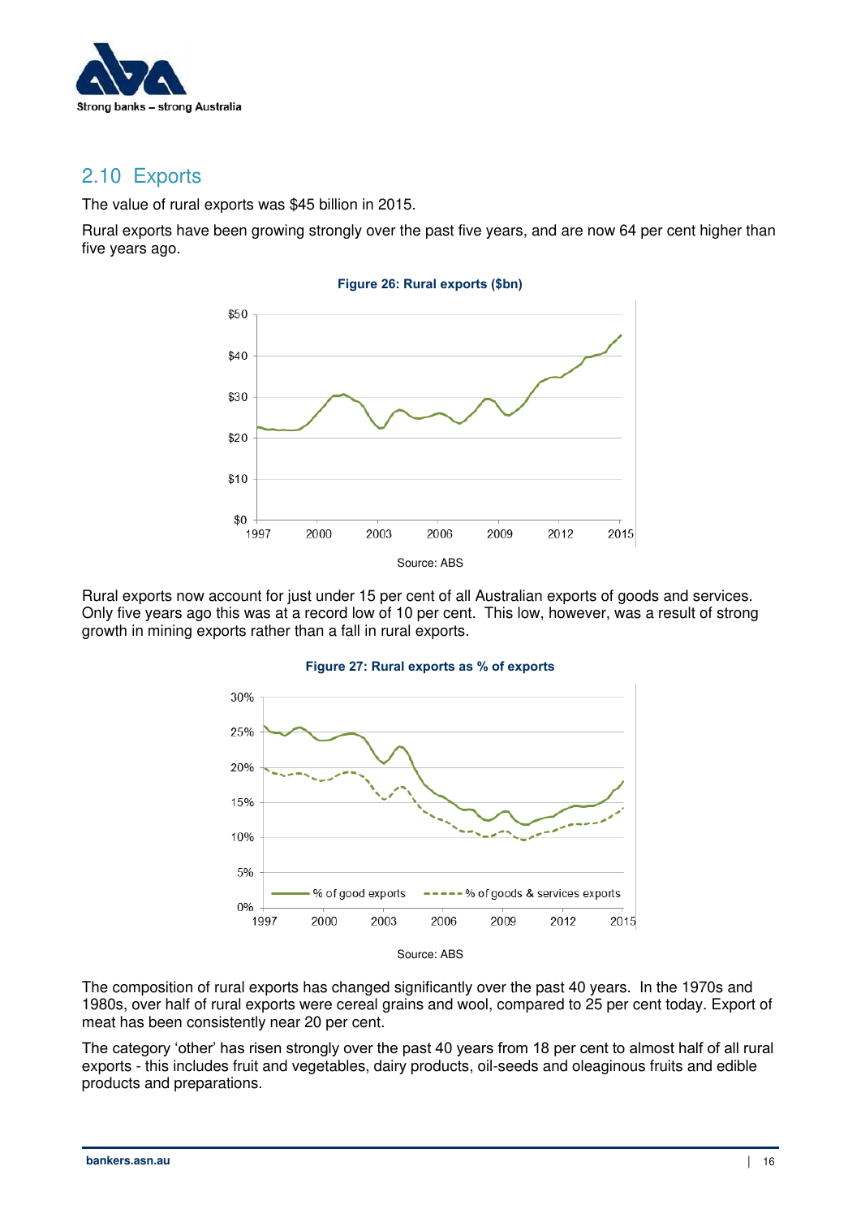## 2.10 Exports

The value of rural exports was $45 billion in 2015.

Rural exports have been growing strongly over the past five years, and are now 64 per cent higher than five years ago.

**Figure 26: Rural exports ($bn)**

Source: ABS

Rural exports now account for just under 15 per cent of all Australian exports of goods and services. Only five years ago this was at a record low of 10 per cent. This low, however, was a result of strong growth in mining exports rather than a fall in rural exports.

**Figure 27: Rural exports as % of exports**

Source: ABS

The composition of rural exports has changed significantly over the past 40 years. In the 1970s and 1980s, over half of rural exports were cereal grains and wool, compared to 25 per cent today. Export of meat has been consistently near 20 per cent.

The category 'other' has risen strongly over the past 40 years from 18 per cent to almost half of all rural exports - this includes fruit and vegetables, dairy products, oil-seeds and oleaginous fruits and edible products and preparations.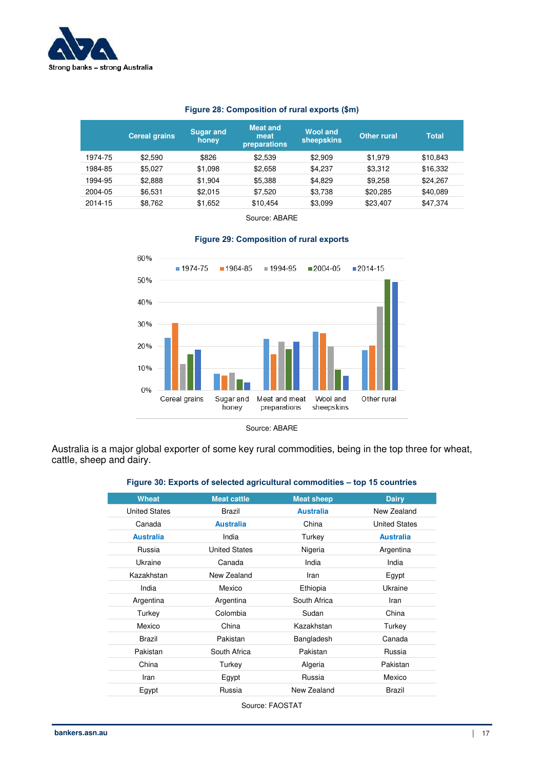**Figure 28: Composition of rural exports ($m)**

| | Cereal grains | Sugar and honey | Meat and meat preparations | Wool and sheepskins | Other rural | Total |
|---|---|---|---|---|---|---|
| 1974-75 | $2,590 | $826 | $2,539 | $2,909 | $1,979 | $10,843 |
| 1984-85 | $5,027 | $1,098 | $2,658 | $4,237 | $3,312 | $16,332 |
| 1994-95 | $2,888 | $1,904 | $5,388 | $4,829 | $9,258 | $24,267 |
| 2004-05 | $6,531 | $2,015 | $7,520 | $3,738 | $20,285 | $40,089 |
| 2014-15 | $8,762 | $1,652 | $10,454 | $3,099 | $23,407 | $47,374 |

Source: ABARE

**Figure 29: Composition of rural exports**

Source: ABARE

Australia is a major global exporter of some key rural commodities, being in the top three for wheat, cattle, sheep and dairy.

**Figure 30: Exports of selected agricultural commodities – top 15 countries**

| Wheat | Meat cattle | Meat sheep | Dairy |
|---|---|---|---|
| United States | Brazil | **Australia** | New Zealand |
| Canada | **Australia** | China | United States |
| **Australia** | India | Turkey | **Australia** |
| Russia | United States | Nigeria | Argentina |
| Ukraine | Canada | India | India |
| Kazakhstan | New Zealand | Iran | Egypt |
| India | Mexico | Ethiopia | Ukraine |
| Argentina | Argentina | South Africa | Iran |
| Turkey | Colombia | Sudan | China |
| Mexico | China | Kazakhstan | Turkey |
| Brazil | Pakistan | Bangladesh | Canada |
| Pakistan | South Africa | Pakistan | Russia |
| China | Turkey | Algeria | Pakistan |
| Iran | Egypt | Russia | Mexico |
| Egypt | Russia | New Zealand | Brazil |

Source: FAOSTAT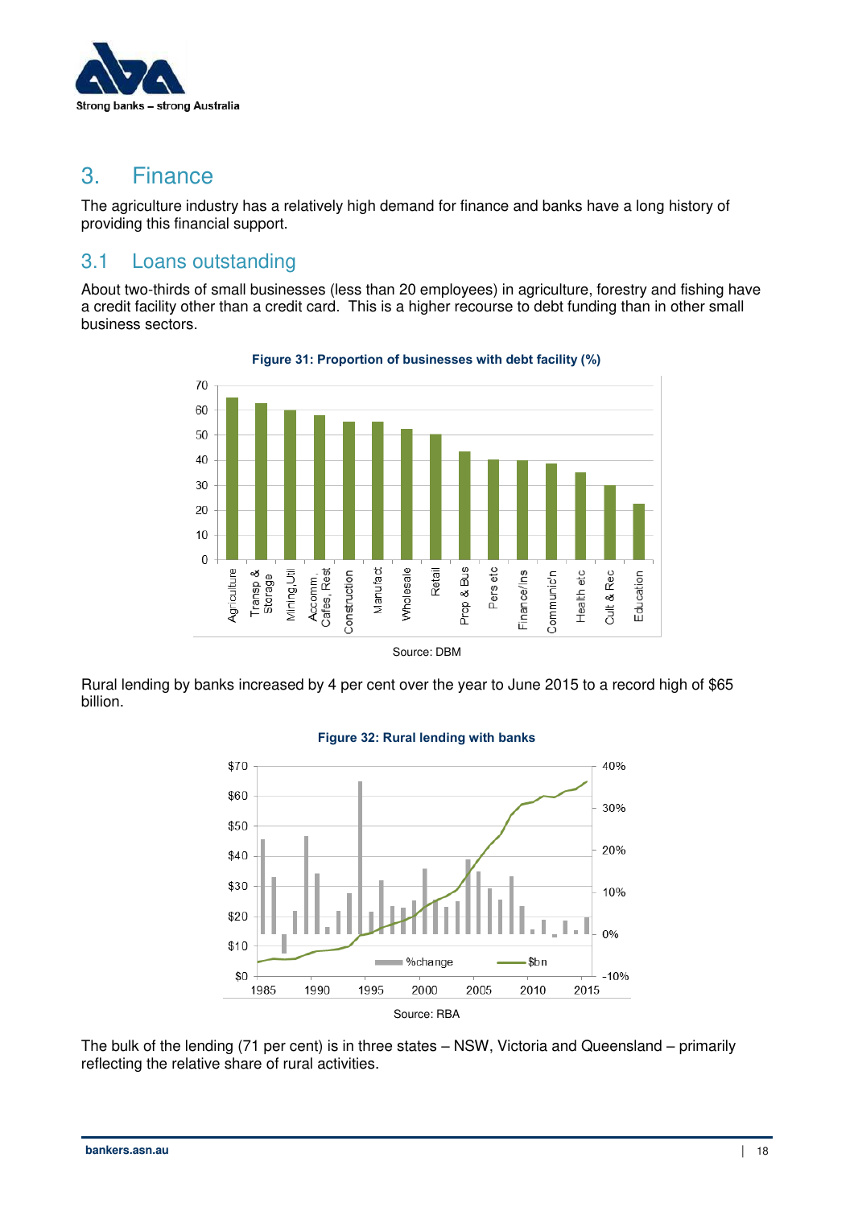## 3. Finance

The agriculture industry has a relatively high demand for finance and banks have a long history of providing this financial support.

### 3.1 Loans outstanding

About two-thirds of small businesses (less than 20 employees) in agriculture, forestry and fishing have a credit facility other than a credit card. This is a higher recourse to debt funding than in other small business sectors.

**Figure 31: Proportion of businesses with debt facility (%)**

Source: DBM

Rural lending by banks increased by 4 per cent over the year to June 2015 to a record high of $65 billion.

**Figure 32: Rural lending with banks**

Source: RBA

The bulk of the lending (71 per cent) is in three states – NSW, Victoria and Queensland – primarily reflecting the relative share of rural activities.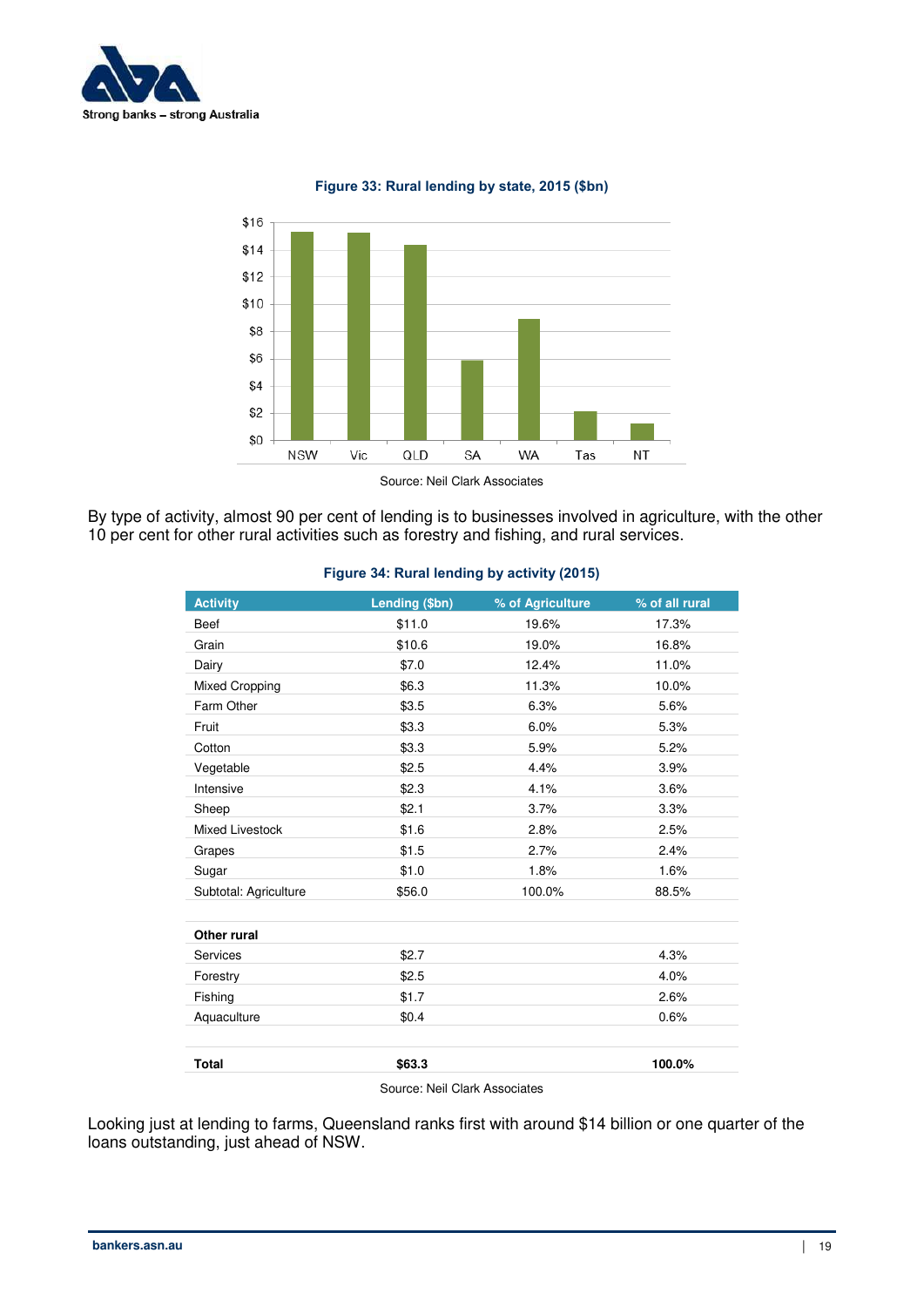**Figure 33: Rural lending by state, 2015 ($bn)**

Source: Neil Clark Associates

By type of activity, almost 90 per cent of lending is to businesses involved in agriculture, with the other 10 per cent for other rural activities such as forestry and fishing, and rural services.

**Figure 34: Rural lending by activity (2015)**

| Activity | Lending ($bn) | % of Agriculture | % of all rural |
|---|---|---|---|
| Beef | $11.0 | 19.6% | 17.3% |
| Grain | $10.6 | 19.0% | 16.8% |
| Dairy | $7.0 | 12.4% | 11.0% |
| Mixed Cropping | $6.3 | 11.3% | 10.0% |
| Farm Other | $3.5 | 6.3% | 5.6% |
| Fruit | $3.3 | 6.0% | 5.3% |
| Cotton | $3.3 | 5.9% | 5.2% |
| Vegetable | $2.5 | 4.4% | 3.9% |
| Intensive | $2.3 | 4.1% | 3.6% |
| Sheep | $2.1 | 3.7% | 3.3% |
| Mixed Livestock | $1.6 | 2.8% | 2.5% |
| Grapes | $1.5 | 2.7% | 2.4% |
| Sugar | $1.0 | 1.8% | 1.6% |
| Subtotal: Agriculture | $56.0 | 100.0% | 88.5% |
| | | | |
| **Other rural** | | | |
| Services | $2.7 | | 4.3% |
| Forestry | $2.5 | | 4.0% |
| Fishing | $1.7 | | 2.6% |
| Aquaculture | $0.4 | | 0.6% |
| | | | |
| **Total** | **$63.3** | | **100.0%** |

Source: Neil Clark Associates

Looking just at lending to farms, Queensland ranks first with around $14 billion or one quarter of the loans outstanding, just ahead of NSW.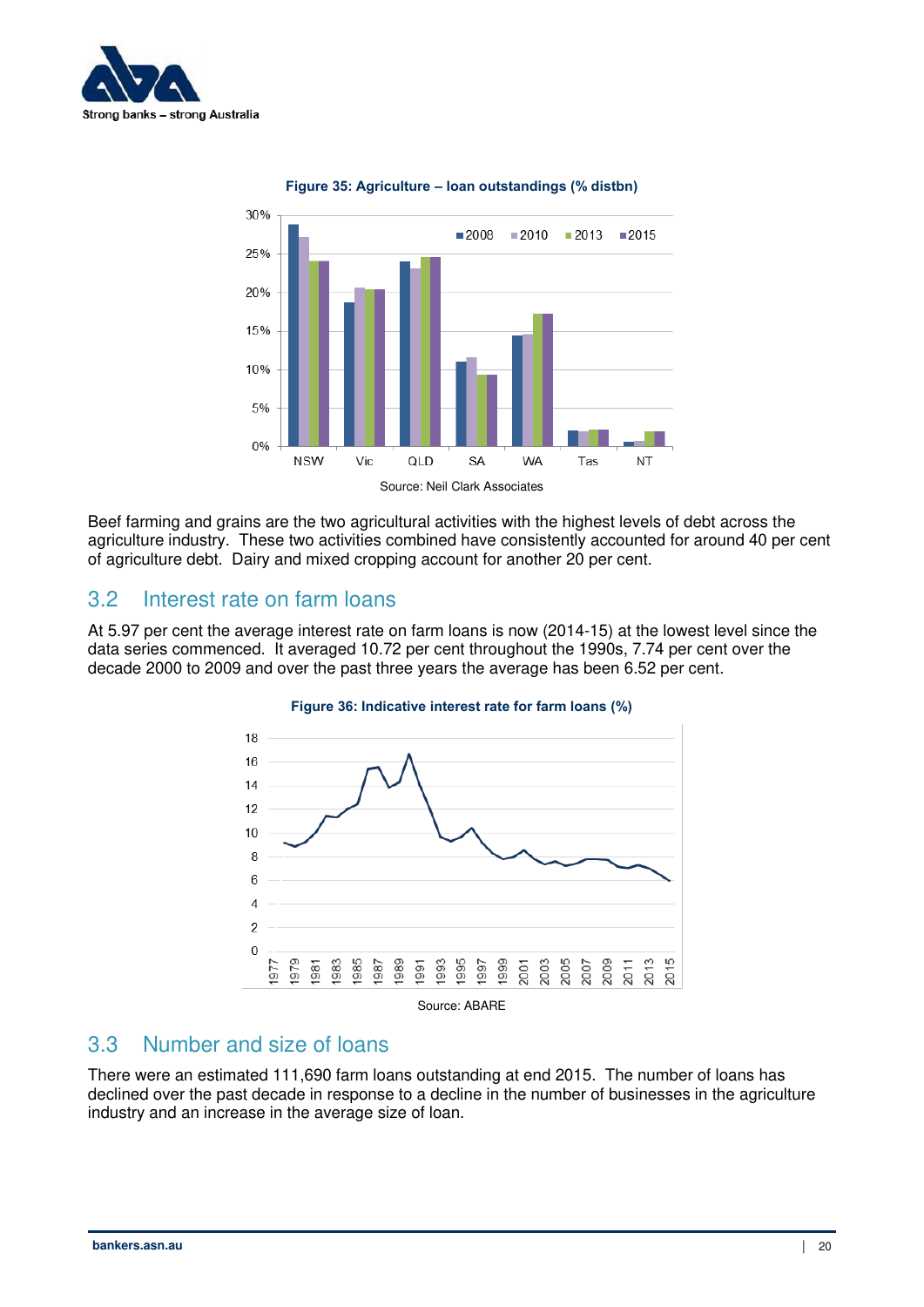**Figure 35: Agriculture – loan outstandings (% distbn)**

Source: Neil Clark Associates

Beef farming and grains are the two agricultural activities with the highest levels of debt across the agriculture industry. These two activities combined have consistently accounted for around 40 per cent of agriculture debt. Dairy and mixed cropping account for another 20 per cent.

## 3.2 Interest rate on farm loans

At 5.97 per cent the average interest rate on farm loans is now (2014-15) at the lowest level since the data series commenced. It averaged 10.72 per cent throughout the 1990s, 7.74 per cent over the decade 2000 to 2009 and over the past three years the average has been 6.52 per cent.

**Figure 36: Indicative interest rate for farm loans (%)**

Source: ABARE

## 3.3 Number and size of loans

There were an estimated 111,690 farm loans outstanding at end 2015. The number of loans has declined over the past decade in response to a decline in the number of businesses in the agriculture industry and an increase in the average size of loan.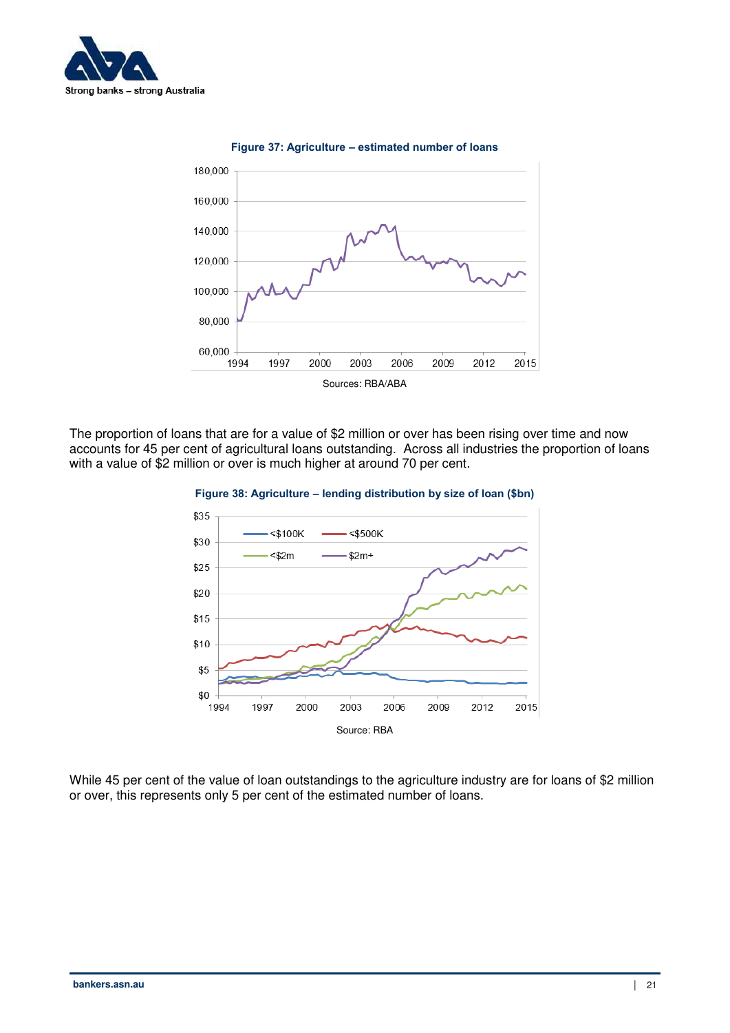**Figure 37: Agriculture – estimated number of loans**

Sources: RBA/ABA

The proportion of loans that are for a value of $2 million or over has been rising over time and now accounts for 45 per cent of agricultural loans outstanding. Across all industries the proportion of loans with a value of $2 million or over is much higher at around 70 per cent.

**Figure 38: Agriculture – lending distribution by size of loan ($bn)**

Source: RBA

While 45 per cent of the value of loan outstandings to the agriculture industry are for loans of $2 million or over, this represents only 5 per cent of the estimated number of loans.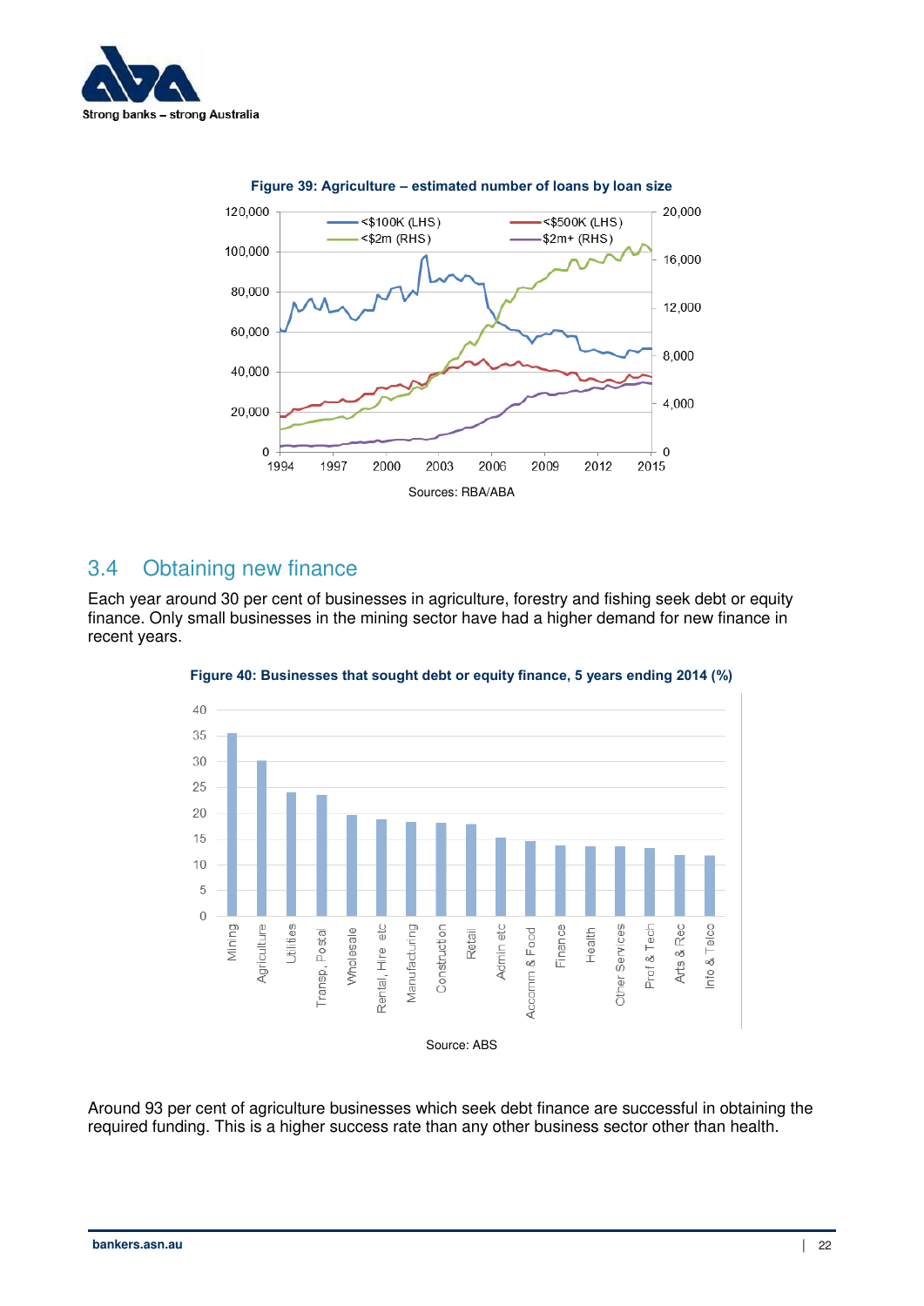**Figure 39: Agriculture – estimated number of loans by loan size**

Sources: RBA/ABA

## 3.4 Obtaining new finance

Each year around 30 per cent of businesses in agriculture, forestry and fishing seek debt or equity finance. Only small businesses in the mining sector have had a higher demand for new finance in recent years.

**Figure 40: Businesses that sought debt or equity finance, 5 years ending 2014 (%)**

Source: ABS

Around 93 per cent of agriculture businesses which seek debt finance are successful in obtaining the required funding. This is a higher success rate than any other business sector other than health.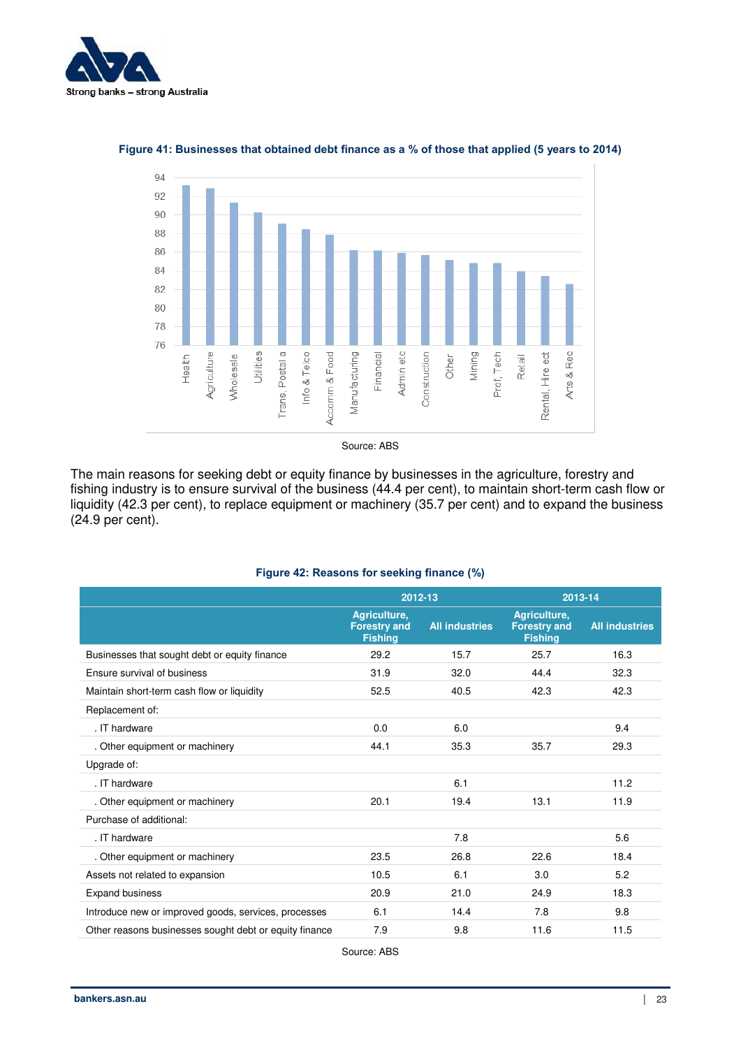**Figure 41: Businesses that obtained debt finance as a % of those that applied (5 years to 2014)**

Source: ABS

The main reasons for seeking debt or equity finance by businesses in the agriculture, forestry and fishing industry is to ensure survival of the business (44.4 per cent), to maintain short-term cash flow or liquidity (42.3 per cent), to replace equipment or machinery (35.7 per cent) and to expand the business (24.9 per cent).

**Figure 42: Reasons for seeking finance (%)**

| | 2012-13 | | 2013-14 | |
|---|---|---|---|---|
| | Agriculture, Forestry and Fishing | All industries | Agriculture, Forestry and Fishing | All industries |
| Businesses that sought debt or equity finance | 29.2 | 15.7 | 25.7 | 16.3 |
| Ensure survival of business | 31.9 | 32.0 | 44.4 | 32.3 |
| Maintain short-term cash flow or liquidity | 52.5 | 40.5 | 42.3 | 42.3 |
| Replacement of: | | | | |
| . IT hardware | 0.0 | 6.0 | | 9.4 |
| . Other equipment or machinery | 44.1 | 35.3 | 35.7 | 29.3 |
| Upgrade of: | | | | |
| . IT hardware | | 6.1 | | 11.2 |
| . Other equipment or machinery | 20.1 | 19.4 | 13.1 | 11.9 |
| Purchase of additional: | | | | |
| . IT hardware | | 7.8 | | 5.6 |
| . Other equipment or machinery | 23.5 | 26.8 | 22.6 | 18.4 |
| Assets not related to expansion | 10.5 | 6.1 | 3.0 | 5.2 |
| Expand business | 20.9 | 21.0 | 24.9 | 18.3 |
| Introduce new or improved goods, services, processes | 6.1 | 14.4 | 7.8 | 9.8 |
| Other reasons businesses sought debt or equity finance | 7.9 | 9.8 | 11.6 | 11.5 |

Source: ABS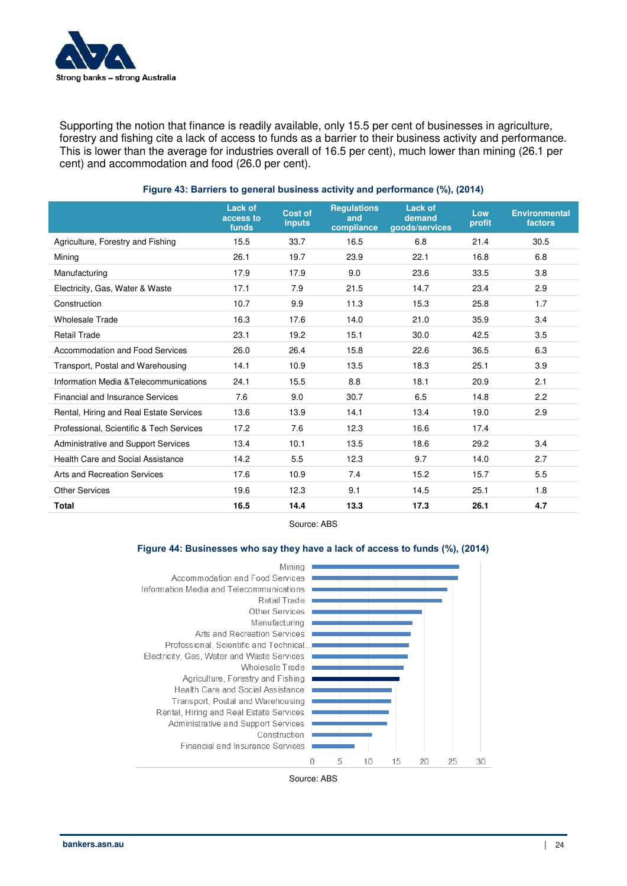Supporting the notion that finance is readily available, only 15.5 per cent of businesses in agriculture, forestry and fishing cite a lack of access to funds as a barrier to their business activity and performance. This is lower than the average for industries overall of 16.5 per cent), much lower than mining (26.1 per cent) and accommodation and food (26.0 per cent).

**Figure 43: Barriers to general business activity and performance (%), (2014)**

| | Lack of access to funds | Cost of inputs | Regulations and compliance | Lack of demand goods/services | Low profit | Environmental factors |
|---|---|---|---|---|---|---|
| Agriculture, Forestry and Fishing | 15.5 | 33.7 | 16.5 | 6.8 | 21.4 | 30.5 |
| Mining | 26.1 | 19.7 | 23.9 | 22.1 | 16.8 | 6.8 |
| Manufacturing | 17.9 | 17.9 | 9.0 | 23.6 | 33.5 | 3.8 |
| Electricity, Gas, Water & Waste | 17.1 | 7.9 | 21.5 | 14.7 | 23.4 | 2.9 |
| Construction | 10.7 | 9.9 | 11.3 | 15.3 | 25.8 | 1.7 |
| Wholesale Trade | 16.3 | 17.6 | 14.0 | 21.0 | 35.9 | 3.4 |
| Retail Trade | 23.1 | 19.2 | 15.1 | 30.0 | 42.5 | 3.5 |
| Accommodation and Food Services | 26.0 | 26.4 | 15.8 | 22.6 | 36.5 | 6.3 |
| Transport, Postal and Warehousing | 14.1 | 10.9 | 13.5 | 18.3 | 25.1 | 3.9 |
| Information Media &Telecommunications | 24.1 | 15.5 | 8.8 | 18.1 | 20.9 | 2.1 |
| Financial and Insurance Services | 7.6 | 9.0 | 30.7 | 6.5 | 14.8 | 2.2 |
| Rental, Hiring and Real Estate Services | 13.6 | 13.9 | 14.1 | 13.4 | 19.0 | 2.9 |
| Professional, Scientific & Tech Services | 17.2 | 7.6 | 12.3 | 16.6 | 17.4 | |
| Administrative and Support Services | 13.4 | 10.1 | 13.5 | 18.6 | 29.2 | 3.4 |
| Health Care and Social Assistance | 14.2 | 5.5 | 12.3 | 9.7 | 14.0 | 2.7 |
| Arts and Recreation Services | 17.6 | 10.9 | 7.4 | 15.2 | 15.7 | 5.5 |
| Other Services | 19.6 | 12.3 | 9.1 | 14.5 | 25.1 | 1.8 |
| **Total** | **16.5** | **14.4** | **13.3** | **17.3** | **26.1** | **4.7** |

Source: ABS

**Figure 44: Businesses who say they have a lack of access to funds (%), (2014)**

| Industry | Lack of access to funds (%) |
|---|---|
| Mining | 26.1 |
| Accommodation and Food Services | 26.0 |
| Information Media and Telecommunications | 24.1 |
| Retail Trade | 23.1 |
| Other Services | 19.6 |
| Manufacturing | 17.9 |
| Arts and Recreation Services | 17.6 |
| Professional, Scientific and Technical.. | 17.2 |
| Electricity, Gas, Water and Waste Services | 17.1 |
| Wholesale Trade | 16.3 |
| Agriculture, Forestry and Fishing | 15.5 |
| Health Care and Social Assistance | 14.2 |
| Transport, Postal and Warehousing | 14.1 |
| Rental, Hiring and Real Estate Services | 13.6 |
| Administrative and Support Services | 13.4 |
| Construction | 10.7 |
| Financial and Insurance Services | 7.6 |

Source: ABS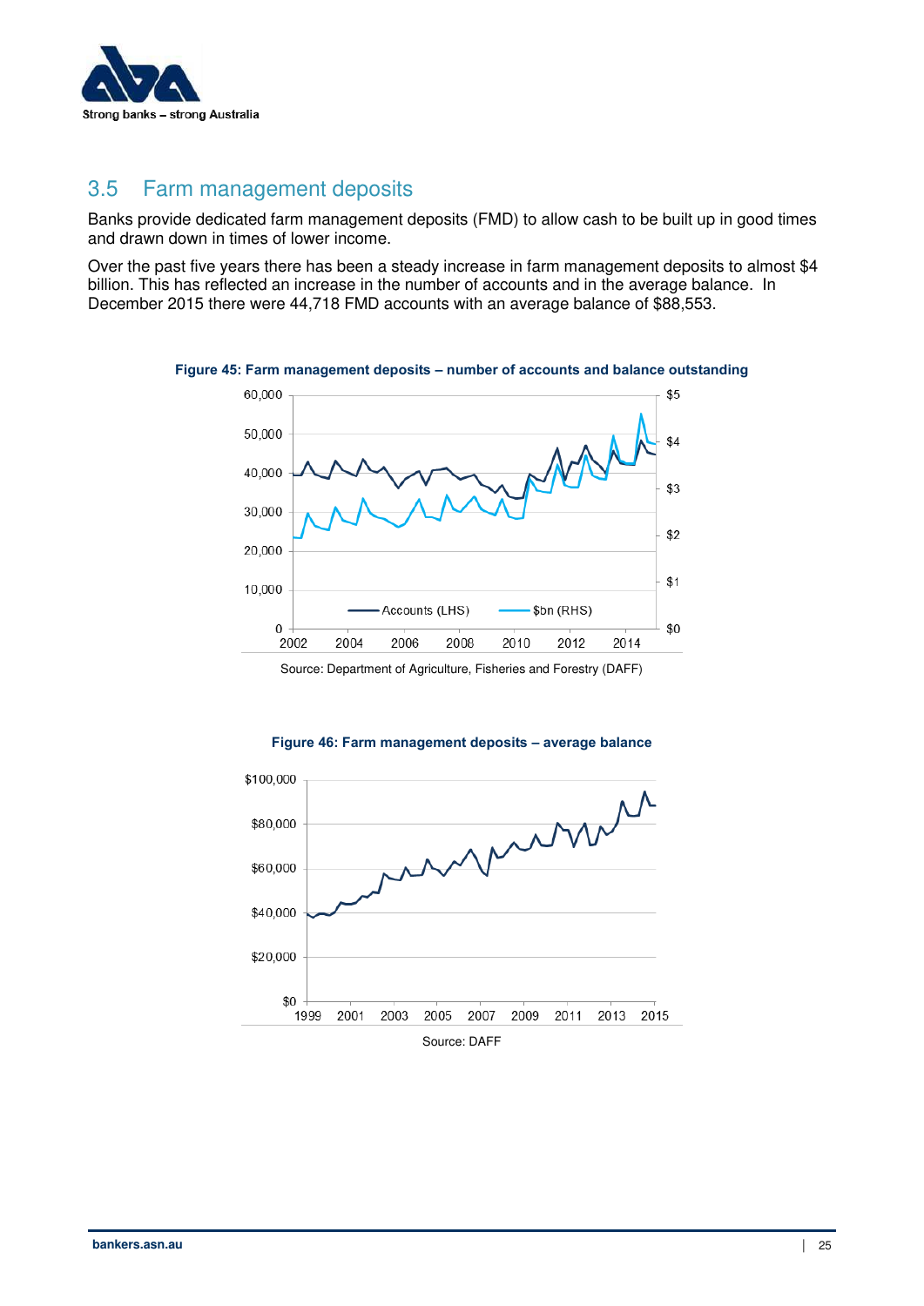## 3.5 Farm management deposits

Banks provide dedicated farm management deposits (FMD) to allow cash to be built up in good times and drawn down in times of lower income.

Over the past five years there has been a steady increase in farm management deposits to almost $4 billion. This has reflected an increase in the number of accounts and in the average balance. In December 2015 there were 44,718 FMD accounts with an average balance of $88,553.

**Figure 45: Farm management deposits – number of accounts and balance outstanding**

Source: Department of Agriculture, Fisheries and Forestry (DAFF)

**Figure 46: Farm management deposits – average balance**

Source: DAFF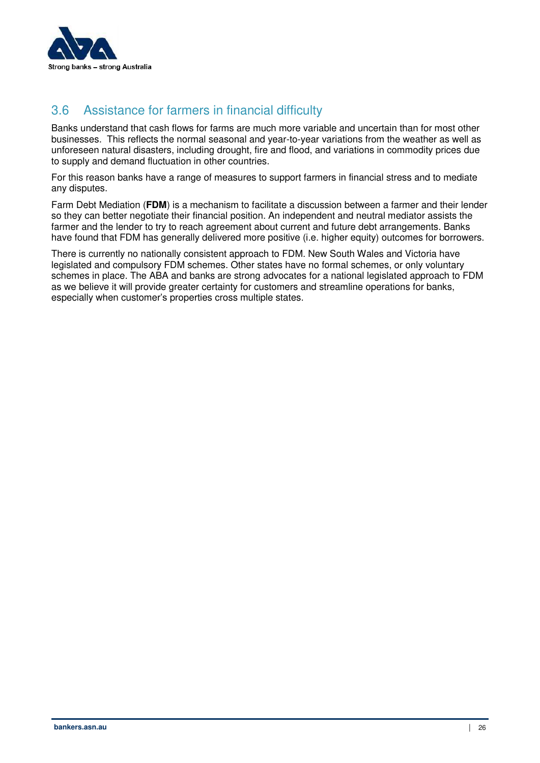## 3.6 Assistance for farmers in financial difficulty

Banks understand that cash flows for farms are much more variable and uncertain than for most other businesses. This reflects the normal seasonal and year-to-year variations from the weather as well as unforeseen natural disasters, including drought, fire and flood, and variations in commodity prices due to supply and demand fluctuation in other countries.

For this reason banks have a range of measures to support farmers in financial stress and to mediate any disputes.

Farm Debt Mediation (**FDM**) is a mechanism to facilitate a discussion between a farmer and their lender so they can better negotiate their financial position. An independent and neutral mediator assists the farmer and the lender to try to reach agreement about current and future debt arrangements. Banks have found that FDM has generally delivered more positive (i.e. higher equity) outcomes for borrowers.

There is currently no nationally consistent approach to FDM. New South Wales and Victoria have legislated and compulsory FDM schemes. Other states have no formal schemes, or only voluntary schemes in place. The ABA and banks are strong advocates for a national legislated approach to FDM as we believe it will provide greater certainty for customers and streamline operations for banks, especially when customer's properties cross multiple states.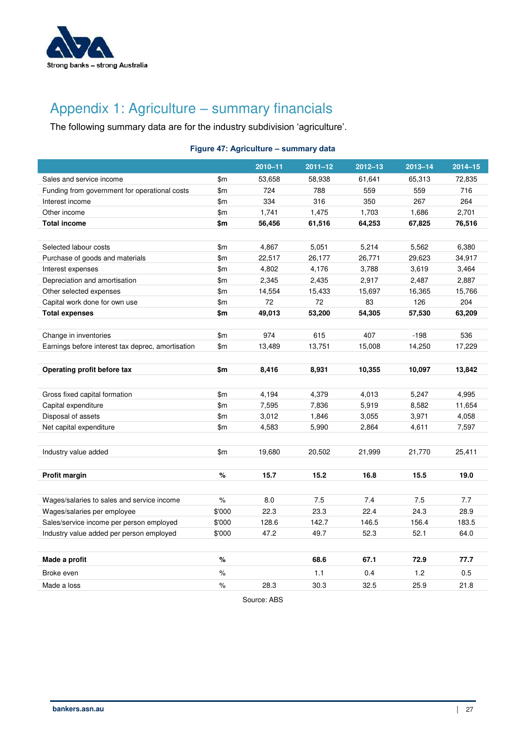# Appendix 1: Agriculture – summary financials

The following summary data are for the industry subdivision 'agriculture'.

**Figure 47: Agriculture – summary data**

| | | 2010–11 | 2011–12 | 2012–13 | 2013–14 | 2014–15 |
|---|---|---|---|---|---|---|
| Sales and service income | $m | 53,658 | 58,938 | 61,641 | 65,313 | 72,835 |
| Funding from government for operational costs | $m | 724 | 788 | 559 | 559 | 716 |
| Interest income | $m | 334 | 316 | 350 | 267 | 264 |
| Other income | $m | 1,741 | 1,475 | 1,703 | 1,686 | 2,701 |
| **Total income** | **$m** | **56,456** | **61,516** | **64,253** | **67,825** | **76,516** |
| | | | | | | |
| Selected labour costs | $m | 4,867 | 5,051 | 5,214 | 5,562 | 6,380 |
| Purchase of goods and materials | $m | 22,517 | 26,177 | 26,771 | 29,623 | 34,917 |
| Interest expenses | $m | 4,802 | 4,176 | 3,788 | 3,619 | 3,464 |
| Depreciation and amortisation | $m | 2,345 | 2,435 | 2,917 | 2,487 | 2,887 |
| Other selected expenses | $m | 14,554 | 15,433 | 15,697 | 16,365 | 15,766 |
| Capital work done for own use | $m | 72 | 72 | 83 | 126 | 204 |
| **Total expenses** | **$m** | **49,013** | **53,200** | **54,305** | **57,530** | **63,209** |
| | | | | | | |
| Change in inventories | $m | 974 | 615 | 407 | -198 | 536 |
| Earnings before interest tax deprec, amortisation | $m | 13,489 | 13,751 | 15,008 | 14,250 | 17,229 |
| | | | | | | |
| **Operating profit before tax** | **$m** | **8,416** | **8,931** | **10,355** | **10,097** | **13,842** |
| | | | | | | |
| Gross fixed capital formation | $m | 4,194 | 4,379 | 4,013 | 5,247 | 4,995 |
| Capital expenditure | $m | 7,595 | 7,836 | 5,919 | 8,582 | 11,654 |
| Disposal of assets | $m | 3,012 | 1,846 | 3,055 | 3,971 | 4,058 |
| Net capital expenditure | $m | 4,583 | 5,990 | 2,864 | 4,611 | 7,597 |
| | | | | | | |
| Industry value added | $m | 19,680 | 20,502 | 21,999 | 21,770 | 25,411 |
| | | | | | | |
| **Profit margin** | **%** | **15.7** | **15.2** | **16.8** | **15.5** | **19.0** |
| | | | | | | |
| Wages/salaries to sales and service income | % | 8.0 | 7.5 | 7.4 | 7.5 | 7.7 |
| Wages/salaries per employee | $'000 | 22.3 | 23.3 | 22.4 | 24.3 | 28.9 |
| Sales/service income per person employed | $'000 | 128.6 | 142.7 | 146.5 | 156.4 | 183.5 |
| Industry value added per person employed | $'000 | 47.2 | 49.7 | 52.3 | 52.1 | 64.0 |
| | | | | | | |
| **Made a profit** | **%** | | **68.6** | **67.1** | **72.9** | **77.7** |
| Broke even | % | | 1.1 | 0.4 | 1.2 | 0.5 |
| Made a loss | % | 28.3 | 30.3 | 32.5 | 25.9 | 21.8 |

Source: ABS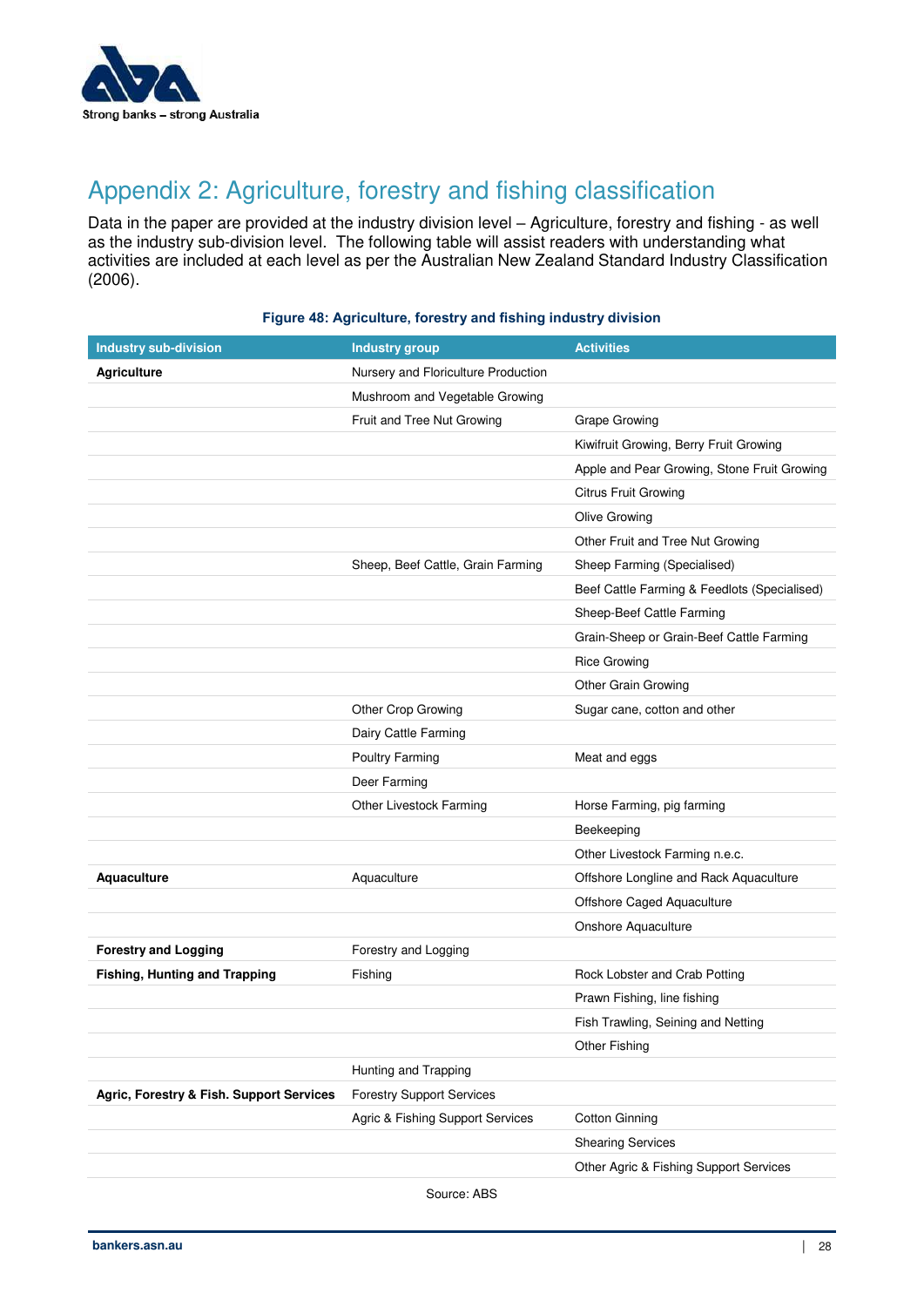# Appendix 2: Agriculture, forestry and fishing classification

Data in the paper are provided at the industry division level – Agriculture, forestry and fishing - as well as the industry sub-division level. The following table will assist readers with understanding what activities are included at each level as per the Australian New Zealand Standard Industry Classification (2006).

**Figure 48: Agriculture, forestry and fishing industry division**

| Industry sub-division | Industry group | Activities |
|---|---|---|
| **Agriculture** | Nursery and Floriculture Production | |
| | Mushroom and Vegetable Growing | |
| | Fruit and Tree Nut Growing | Grape Growing |
| | | Kiwifruit Growing, Berry Fruit Growing |
| | | Apple and Pear Growing, Stone Fruit Growing |
| | | Citrus Fruit Growing |
| | | Olive Growing |
| | | Other Fruit and Tree Nut Growing |
| | Sheep, Beef Cattle, Grain Farming | Sheep Farming (Specialised) |
| | | Beef Cattle Farming & Feedlots (Specialised) |
| | | Sheep-Beef Cattle Farming |
| | | Grain-Sheep or Grain-Beef Cattle Farming |
| | | Rice Growing |
| | | Other Grain Growing |
| | Other Crop Growing | Sugar cane, cotton and other |
| | Dairy Cattle Farming | |
| | Poultry Farming | Meat and eggs |
| | Deer Farming | |
| | Other Livestock Farming | Horse Farming, pig farming |
| | | Beekeeping |
| | | Other Livestock Farming n.e.c. |
| **Aquaculture** | Aquaculture | Offshore Longline and Rack Aquaculture |
| | | Offshore Caged Aquaculture |
| | | Onshore Aquaculture |
| **Forestry and Logging** | Forestry and Logging | |
| **Fishing, Hunting and Trapping** | Fishing | Rock Lobster and Crab Potting |
| | | Prawn Fishing, line fishing |
| | | Fish Trawling, Seining and Netting |
| | | Other Fishing |
| | Hunting and Trapping | |
| **Agric, Forestry & Fish. Support Services** | Forestry Support Services | |
| | Agric & Fishing Support Services | Cotton Ginning |
| | | Shearing Services |
| | | Other Agric & Fishing Support Services |

Source: ABS